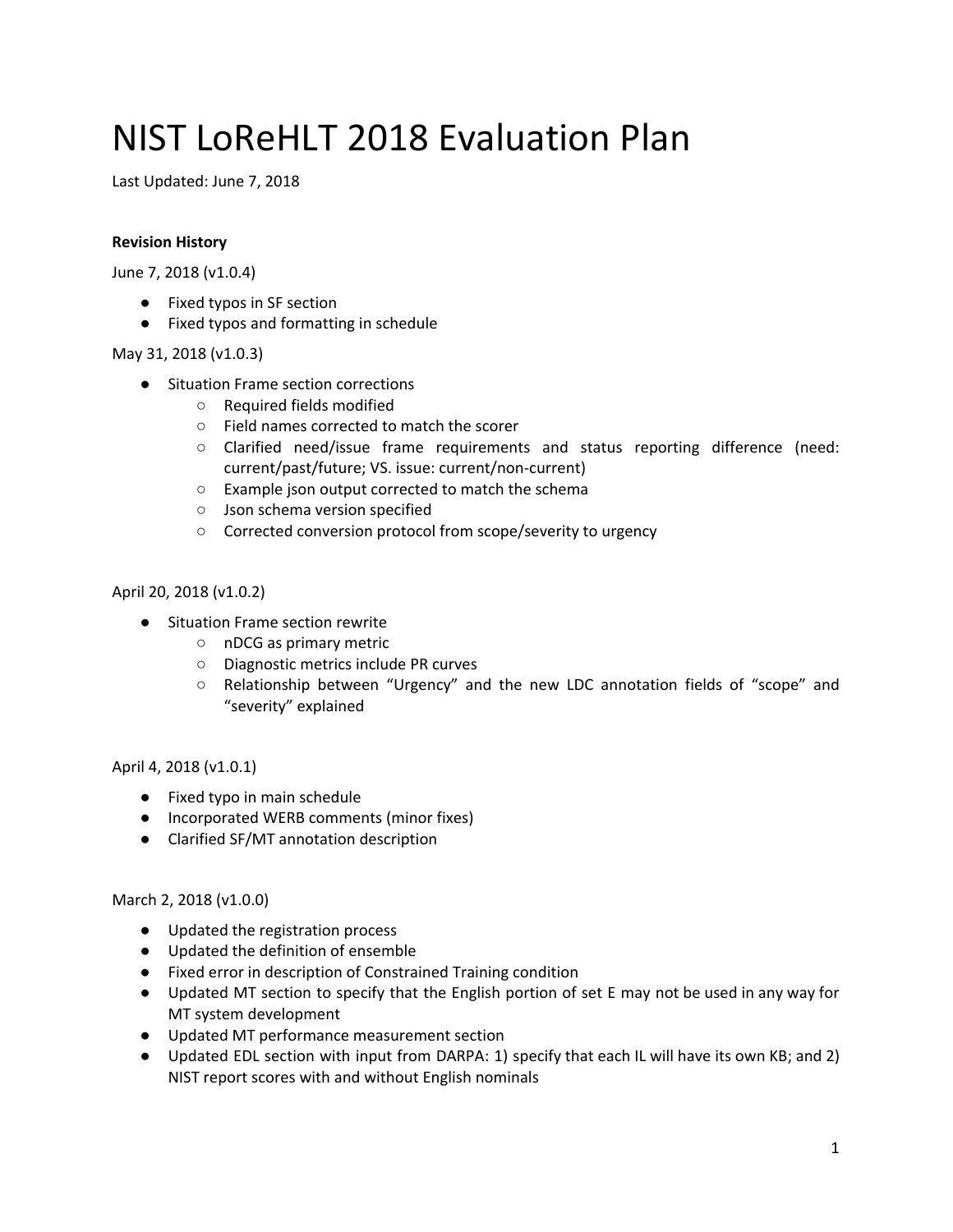# NIST LoReHLT 2018 Evaluation Plan

Last Updated: June 7, 2018

**Revision History**

June 7, 2018 (v1.0.4)

- Fixed typos in SF section
- Fixed typos and formatting in schedule

May 31, 2018 (v1.0.3)

- Situation Frame section corrections
  - Required fields modified
  - Field names corrected to match the scorer
  - Clarified need/issue frame requirements and status reporting difference (need: current/past/future; VS. issue: current/non-current)
  - Example json output corrected to match the schema
  - Json schema version specified
  - Corrected conversion protocol from scope/severity to urgency

April 20, 2018 (v1.0.2)

- Situation Frame section rewrite
  - nDCG as primary metric
  - Diagnostic metrics include PR curves
  - Relationship between "Urgency" and the new LDC annotation fields of "scope" and "severity" explained

April 4, 2018 (v1.0.1)

- Fixed typo in main schedule
- Incorporated WERB comments (minor fixes)
- Clarified SF/MT annotation description

March 2, 2018 (v1.0.0)

- Updated the registration process
- Updated the definition of ensemble
- Fixed error in description of Constrained Training condition
- Updated MT section to specify that the English portion of set E may not be used in any way for MT system development
- Updated MT performance measurement section
- Updated EDL section with input from DARPA: 1) specify that each IL will have its own KB; and 2) NIST report scores with and without English nominals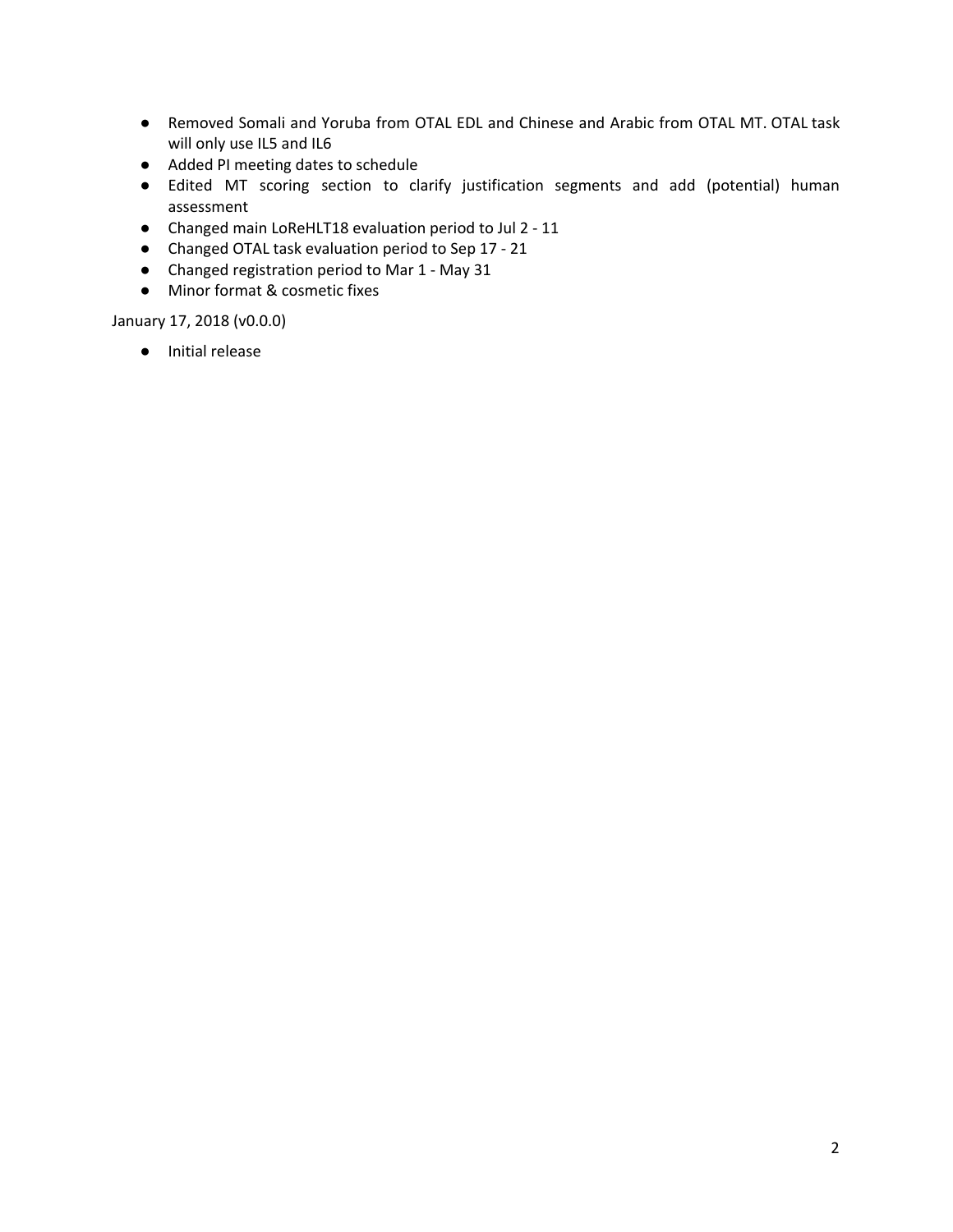- Removed Somali and Yoruba from OTAL EDL and Chinese and Arabic from OTAL MT. OTAL task will only use IL5 and IL6
- Added PI meeting dates to schedule
- Edited MT scoring section to clarify justification segments and add (potential) human assessment
- Changed main LoReHLT18 evaluation period to Jul 2 - 11
- Changed OTAL task evaluation period to Sep 17 - 21
- Changed registration period to Mar 1 - May 31
- Minor format & cosmetic fixes

January 17, 2018 (v0.0.0)

- Initial release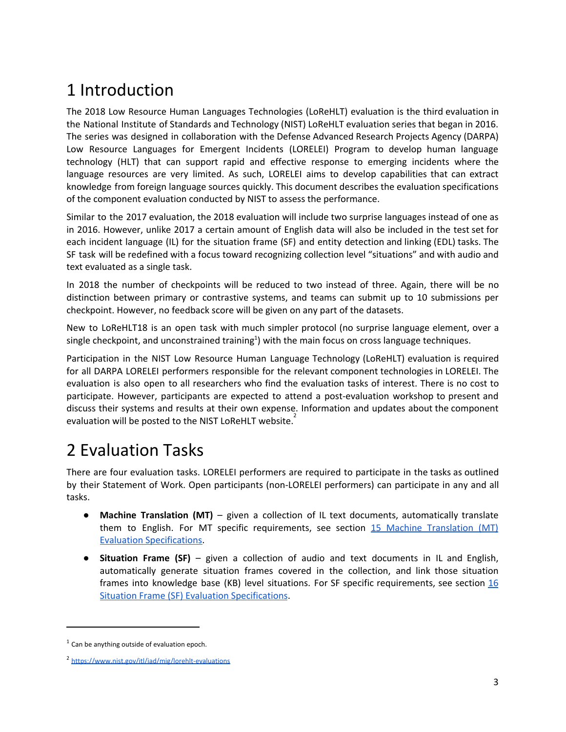# 1 Introduction

The 2018 Low Resource Human Languages Technologies (LoReHLT) evaluation is the third evaluation in the National Institute of Standards and Technology (NIST) LoReHLT evaluation series that began in 2016. The series was designed in collaboration with the Defense Advanced Research Projects Agency (DARPA) Low Resource Languages for Emergent Incidents (LORELEI) Program to develop human language technology (HLT) that can support rapid and effective response to emerging incidents where the language resources are very limited. As such, LORELEI aims to develop capabilities that can extract knowledge from foreign language sources quickly. This document describes the evaluation specifications of the component evaluation conducted by NIST to assess the performance.

Similar to the 2017 evaluation, the 2018 evaluation will include two surprise languages instead of one as in 2016. However, unlike 2017 a certain amount of English data will also be included in the test set for each incident language (IL) for the situation frame (SF) and entity detection and linking (EDL) tasks. The SF task will be redefined with a focus toward recognizing collection level "situations" and with audio and text evaluated as a single task.

In 2018 the number of checkpoints will be reduced to two instead of three. Again, there will be no distinction between primary or contrastive systems, and teams can submit up to 10 submissions per checkpoint. However, no feedback score will be given on any part of the datasets.

New to LoReHLT18 is an open task with much simpler protocol (no surprise language element, over a single checkpoint, and unconstrained training[1]) with the main focus on cross language techniques.

Participation in the NIST Low Resource Human Language Technology (LoReHLT) evaluation is required for all DARPA LORELEI performers responsible for the relevant component technologies in LORELEI. The evaluation is also open to all researchers who find the evaluation tasks of interest. There is no cost to participate. However, participants are expected to attend a post-evaluation workshop to present and discuss their systems and results at their own expense. Information and updates about the component evaluation will be posted to the NIST LoReHLT website.[2]

# 2 Evaluation Tasks

There are four evaluation tasks. LORELEI performers are required to participate in the tasks as outlined by their Statement of Work. Open participants (non-LORELEI performers) can participate in any and all tasks.

- **Machine Translation (MT)** – given a collection of IL text documents, automatically translate them to English. For MT specific requirements, see section 15 Machine Translation (MT) Evaluation Specifications.
- **Situation Frame (SF)** – given a collection of audio and text documents in IL and English, automatically generate situation frames covered in the collection, and link those situation frames into knowledge base (KB) level situations. For SF specific requirements, see section 16 Situation Frame (SF) Evaluation Specifications.

---

[1] Can be anything outside of evaluation epoch.

[2] https://www.nist.gov/itl/iad/mig/lorehlt-evaluations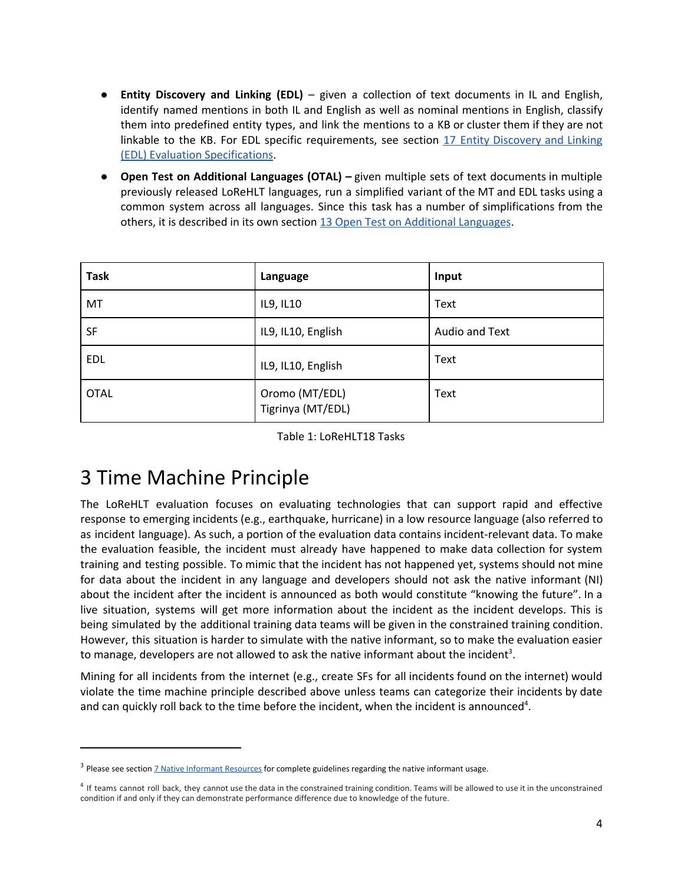- **Entity Discovery and Linking (EDL)** – given a collection of text documents in IL and English, identify named mentions in both IL and English as well as nominal mentions in English, classify them into predefined entity types, and link the mentions to a KB or cluster them if they are not linkable to the KB. For EDL specific requirements, see section 17 Entity Discovery and Linking (EDL) Evaluation Specifications.
- **Open Test on Additional Languages (OTAL) –** given multiple sets of text documents in multiple previously released LoReHLT languages, run a simplified variant of the MT and EDL tasks using a common system across all languages. Since this task has a number of simplifications from the others, it is described in its own section 13 Open Test on Additional Languages.

| Task | Language | Input |
|---|---|---|
| MT | IL9, IL10 | Text |
| SF | IL9, IL10, English | Audio and Text |
| EDL | IL9, IL10, English | Text |
| OTAL | Oromo (MT/EDL)<br>Tigrinya (MT/EDL) | Text |

Table 1: LoReHLT18 Tasks

# 3 Time Machine Principle

The LoReHLT evaluation focuses on evaluating technologies that can support rapid and effective response to emerging incidents (e.g., earthquake, hurricane) in a low resource language (also referred to as incident language). As such, a portion of the evaluation data contains incident-relevant data. To make the evaluation feasible, the incident must already have happened to make data collection for system training and testing possible. To mimic that the incident has not happened yet, systems should not mine for data about the incident in any language and developers should not ask the native informant (NI) about the incident after the incident is announced as both would constitute "knowing the future". In a live situation, systems will get more information about the incident as the incident develops. This is being simulated by the additional training data teams will be given in the constrained training condition. However, this situation is harder to simulate with the native informant, so to make the evaluation easier to manage, developers are not allowed to ask the native informant about the incident[3].

Mining for all incidents from the internet (e.g., create SFs for all incidents found on the internet) would violate the time machine principle described above unless teams can categorize their incidents by date and can quickly roll back to the time before the incident, when the incident is announced[4].

---

[3] Please see section 7 Native Informant Resources for complete guidelines regarding the native informant usage.

[4] If teams cannot roll back, they cannot use the data in the constrained training condition. Teams will be allowed to use it in the unconstrained condition if and only if they can demonstrate performance difference due to knowledge of the future.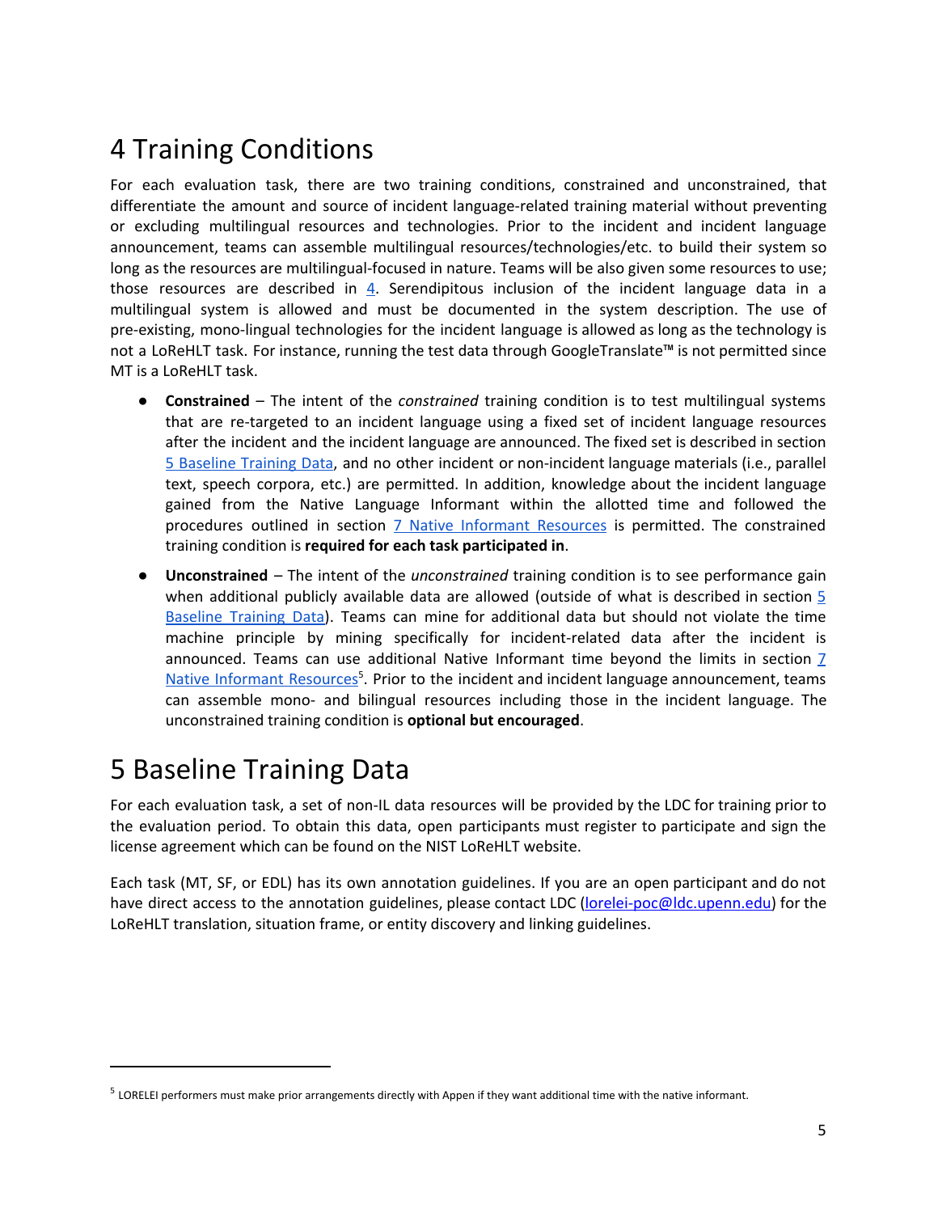# 4 Training Conditions

For each evaluation task, there are two training conditions, constrained and unconstrained, that differentiate the amount and source of incident language-related training material without preventing or excluding multilingual resources and technologies. Prior to the incident and incident language announcement, teams can assemble multilingual resources/technologies/etc. to build their system so long as the resources are multilingual-focused in nature. Teams will be also given some resources to use; those resources are described in 4. Serendipitous inclusion of the incident language data in a multilingual system is allowed and must be documented in the system description. The use of pre-existing, mono-lingual technologies for the incident language is allowed as long as the technology is not a LoReHLT task. For instance, running the test data through GoogleTranslate™ is not permitted since MT is a LoReHLT task.

- **Constrained** – The intent of the *constrained* training condition is to test multilingual systems that are re-targeted to an incident language using a fixed set of incident language resources after the incident and the incident language are announced. The fixed set is described in section 5 Baseline Training Data, and no other incident or non-incident language materials (i.e., parallel text, speech corpora, etc.) are permitted. In addition, knowledge about the incident language gained from the Native Language Informant within the allotted time and followed the procedures outlined in section 7 Native Informant Resources is permitted. The constrained training condition is **required for each task participated in**.
- **Unconstrained** – The intent of the *unconstrained* training condition is to see performance gain when additional publicly available data are allowed (outside of what is described in section 5 Baseline Training Data). Teams can mine for additional data but should not violate the time machine principle by mining specifically for incident-related data after the incident is announced. Teams can use additional Native Informant time beyond the limits in section 7 Native Informant Resources[5]. Prior to the incident and incident language announcement, teams can assemble mono- and bilingual resources including those in the incident language. The unconstrained training condition is **optional but encouraged**.

# 5 Baseline Training Data

For each evaluation task, a set of non-IL data resources will be provided by the LDC for training prior to the evaluation period. To obtain this data, open participants must register to participate and sign the license agreement which can be found on the NIST LoReHLT website.

Each task (MT, SF, or EDL) has its own annotation guidelines. If you are an open participant and do not have direct access to the annotation guidelines, please contact LDC (lorelei-poc@ldc.upenn.edu) for the LoReHLT translation, situation frame, or entity discovery and linking guidelines.

---

[5] LORELEI performers must make prior arrangements directly with Appen if they want additional time with the native informant.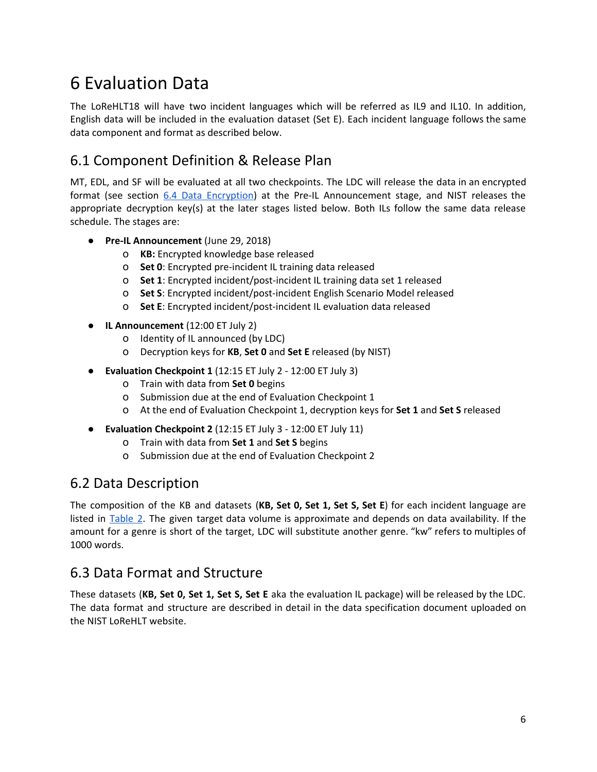# 6 Evaluation Data

The LoReHLT18 will have two incident languages which will be referred as IL9 and IL10. In addition, English data will be included in the evaluation dataset (Set E). Each incident language follows the same data component and format as described below.

## 6.1 Component Definition & Release Plan

MT, EDL, and SF will be evaluated at all two checkpoints. The LDC will release the data in an encrypted format (see section 6.4 Data Encryption) at the Pre-IL Announcement stage, and NIST releases the appropriate decryption key(s) at the later stages listed below. Both ILs follow the same data release schedule. The stages are:

- **Pre-IL Announcement** (June 29, 2018)
    - **KB:** Encrypted knowledge base released
    - **Set 0**: Encrypted pre-incident IL training data released
    - **Set 1**: Encrypted incident/post-incident IL training data set 1 released
    - **Set S**: Encrypted incident/post-incident English Scenario Model released
    - **Set E**: Encrypted incident/post-incident IL evaluation data released
- **IL Announcement** (12:00 ET July 2)
    - Identity of IL announced (by LDC)
    - Decryption keys for **KB**, **Set 0** and **Set E** released (by NIST)
- **Evaluation Checkpoint 1** (12:15 ET July 2 - 12:00 ET July 3)
    - Train with data from **Set 0** begins
    - Submission due at the end of Evaluation Checkpoint 1
    - At the end of Evaluation Checkpoint 1, decryption keys for **Set 1** and **Set S** released
- **Evaluation Checkpoint 2** (12:15 ET July 3 - 12:00 ET July 11)
    - Train with data from **Set 1** and **Set S** begins
    - Submission due at the end of Evaluation Checkpoint 2

## 6.2 Data Description

The composition of the KB and datasets (**KB, Set 0, Set 1, Set S, Set E**) for each incident language are listed in Table 2. The given target data volume is approximate and depends on data availability. If the amount for a genre is short of the target, LDC will substitute another genre. "kw" refers to multiples of 1000 words.

## 6.3 Data Format and Structure

These datasets (**KB, Set 0, Set 1, Set S, Set E** aka the evaluation IL package) will be released by the LDC. The data format and structure are described in detail in the data specification document uploaded on the NIST LoReHLT website.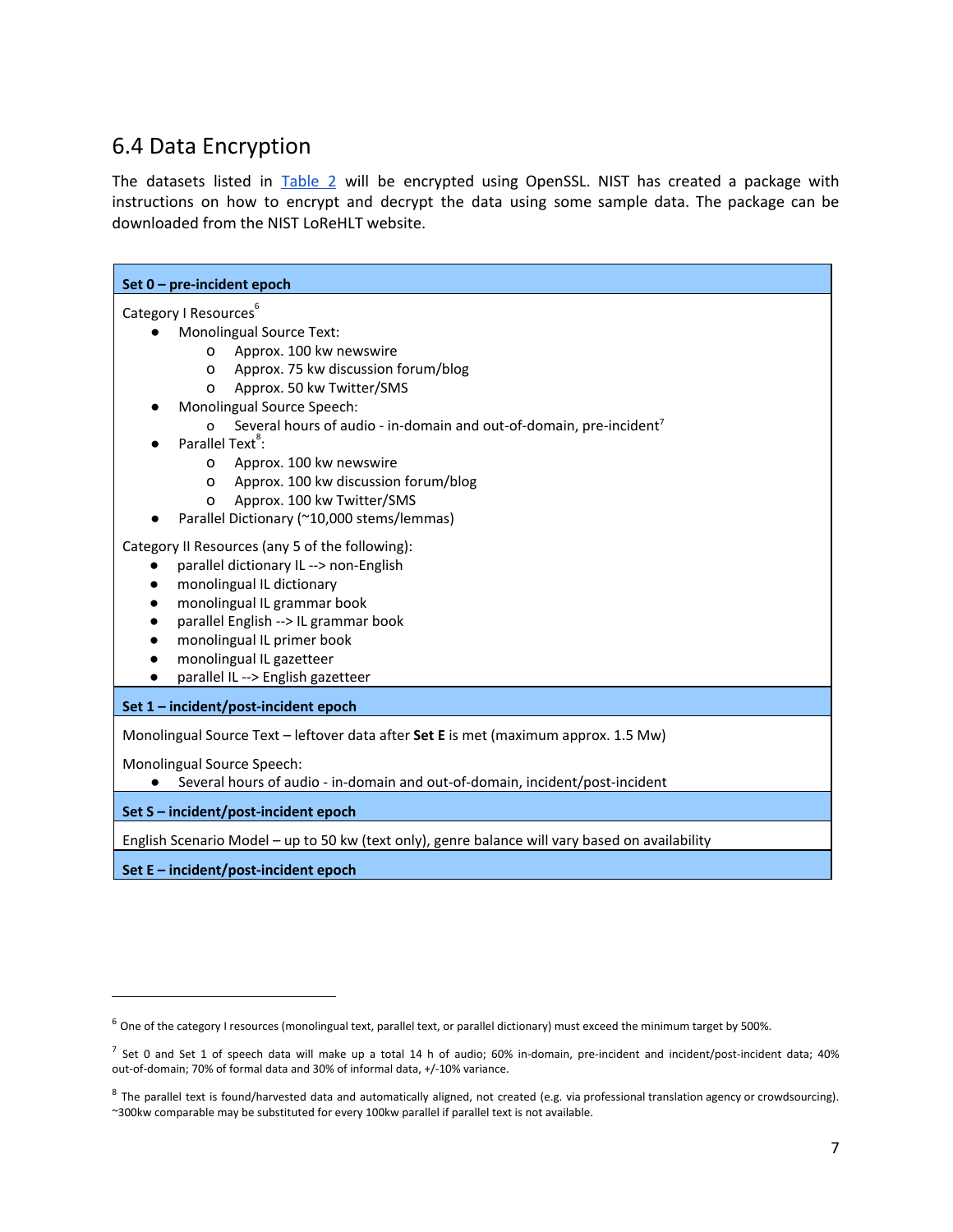## 6.4 Data Encryption

The datasets listed in Table 2 will be encrypted using OpenSSL. NIST has created a package with instructions on how to encrypt and decrypt the data using some sample data. The package can be downloaded from the NIST LoReHLT website.

| **Set 0 – pre-incident epoch** |
|---|
| Category I Resources[6]<br>● Monolingual Source Text:<br>&nbsp;&nbsp;&nbsp;&nbsp;o Approx. 100 kw newswire<br>&nbsp;&nbsp;&nbsp;&nbsp;o Approx. 75 kw discussion forum/blog<br>&nbsp;&nbsp;&nbsp;&nbsp;o Approx. 50 kw Twitter/SMS<br>● Monolingual Source Speech:<br>&nbsp;&nbsp;&nbsp;&nbsp;o Several hours of audio - in-domain and out-of-domain, pre-incident[7]<br>● Parallel Text[8]:<br>&nbsp;&nbsp;&nbsp;&nbsp;o Approx. 100 kw newswire<br>&nbsp;&nbsp;&nbsp;&nbsp;o Approx. 100 kw discussion forum/blog<br>&nbsp;&nbsp;&nbsp;&nbsp;o Approx. 100 kw Twitter/SMS<br>● Parallel Dictionary (~10,000 stems/lemmas)<br><br>Category II Resources (any 5 of the following):<br>● parallel dictionary IL --> non-English<br>● monolingual IL dictionary<br>● monolingual IL grammar book<br>● parallel English --> IL grammar book<br>● monolingual IL primer book<br>● monolingual IL gazetteer<br>● parallel IL --> English gazetteer |
| **Set 1 – incident/post-incident epoch** |
| Monolingual Source Text – leftover data after **Set E** is met (maximum approx. 1.5 Mw)<br><br>Monolingual Source Speech:<br>● Several hours of audio - in-domain and out-of-domain, incident/post-incident |
| **Set S – incident/post-incident epoch** |
| English Scenario Model – up to 50 kw (text only), genre balance will vary based on availability |
| **Set E – incident/post-incident epoch** |

[6] One of the category I resources (monolingual text, parallel text, or parallel dictionary) must exceed the minimum target by 500%.

[7] Set 0 and Set 1 of speech data will make up a total 14 h of audio; 60% in-domain, pre-incident and incident/post-incident data; 40% out-of-domain; 70% of formal data and 30% of informal data, +/-10% variance.

[8] The parallel text is found/harvested data and automatically aligned, not created (e.g. via professional translation agency or crowdsourcing). ~300kw comparable may be substituted for every 100kw parallel if parallel text is not available.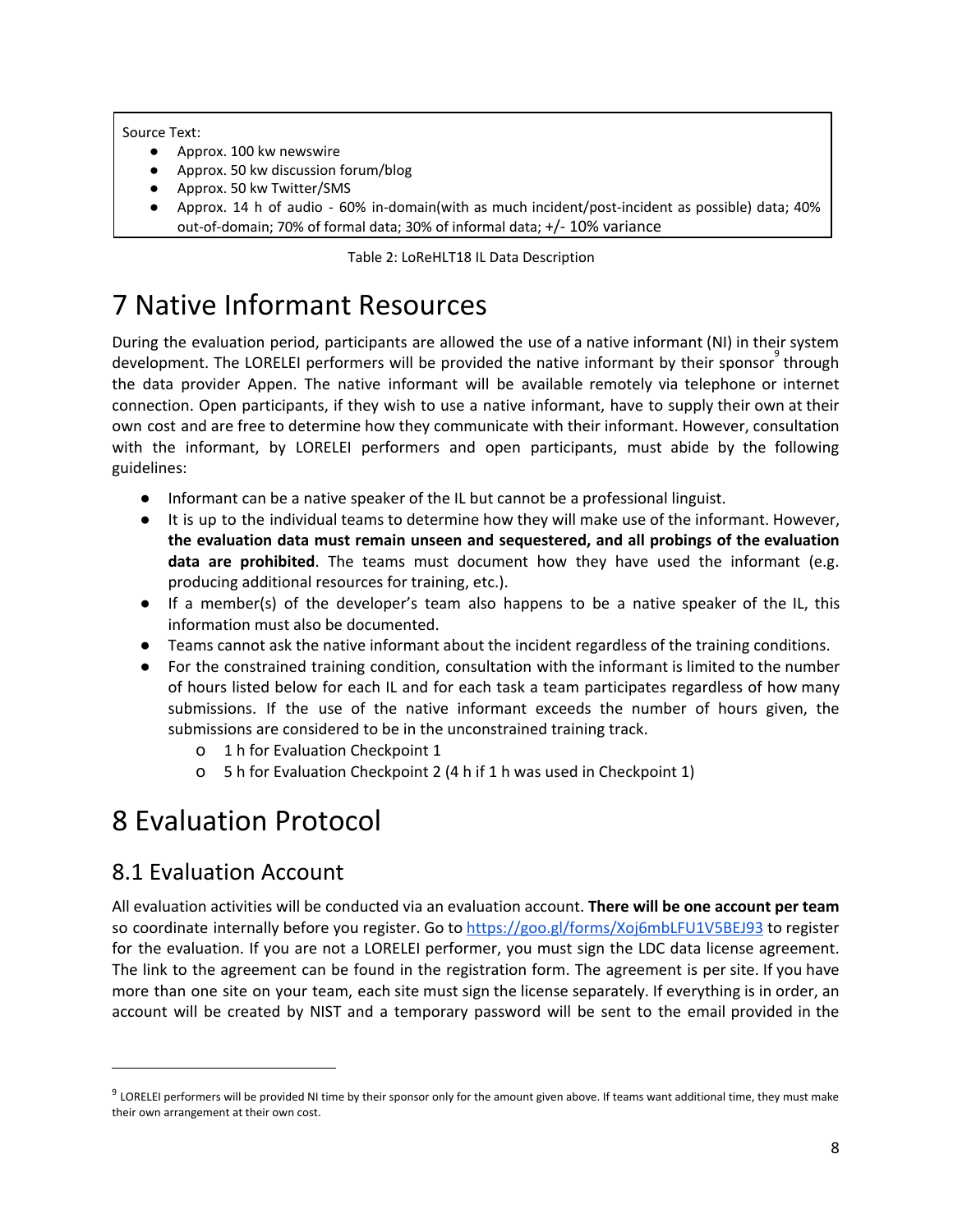Source Text:

- Approx. 100 kw newswire
- Approx. 50 kw discussion forum/blog
- Approx. 50 kw Twitter/SMS
- Approx. 14 h of audio - 60% in-domain(with as much incident/post-incident as possible) data; 40% out-of-domain; 70% of formal data; 30% of informal data; +/- 10% variance

Table 2: LoReHLT18 IL Data Description

# 7 Native Informant Resources

During the evaluation period, participants are allowed the use of a native informant (NI) in their system development. The LORELEI performers will be provided the native informant by their sponsor[9] through the data provider Appen. The native informant will be available remotely via telephone or internet connection. Open participants, if they wish to use a native informant, have to supply their own at their own cost and are free to determine how they communicate with their informant. However, consultation with the informant, by LORELEI performers and open participants, must abide by the following guidelines:

- Informant can be a native speaker of the IL but cannot be a professional linguist.
- It is up to the individual teams to determine how they will make use of the informant. However, **the evaluation data must remain unseen and sequestered, and all probings of the evaluation data are prohibited**. The teams must document how they have used the informant (e.g. producing additional resources for training, etc.).
- If a member(s) of the developer's team also happens to be a native speaker of the IL, this information must also be documented.
- Teams cannot ask the native informant about the incident regardless of the training conditions.
- For the constrained training condition, consultation with the informant is limited to the number of hours listed below for each IL and for each task a team participates regardless of how many submissions. If the use of the native informant exceeds the number of hours given, the submissions are considered to be in the unconstrained training track.
    - 1 h for Evaluation Checkpoint 1
    - 5 h for Evaluation Checkpoint 2 (4 h if 1 h was used in Checkpoint 1)

# 8 Evaluation Protocol

## 8.1 Evaluation Account

All evaluation activities will be conducted via an evaluation account. **There will be one account per team** so coordinate internally before you register. Go to https://goo.gl/forms/Xoj6mbLFU1V5BEJ93 to register for the evaluation. If you are not a LORELEI performer, you must sign the LDC data license agreement. The link to the agreement can be found in the registration form. The agreement is per site. If you have more than one site on your team, each site must sign the license separately. If everything is in order, an account will be created by NIST and a temporary password will be sent to the email provided in the

[9] LORELEI performers will be provided NI time by their sponsor only for the amount given above. If teams want additional time, they must make their own arrangement at their own cost.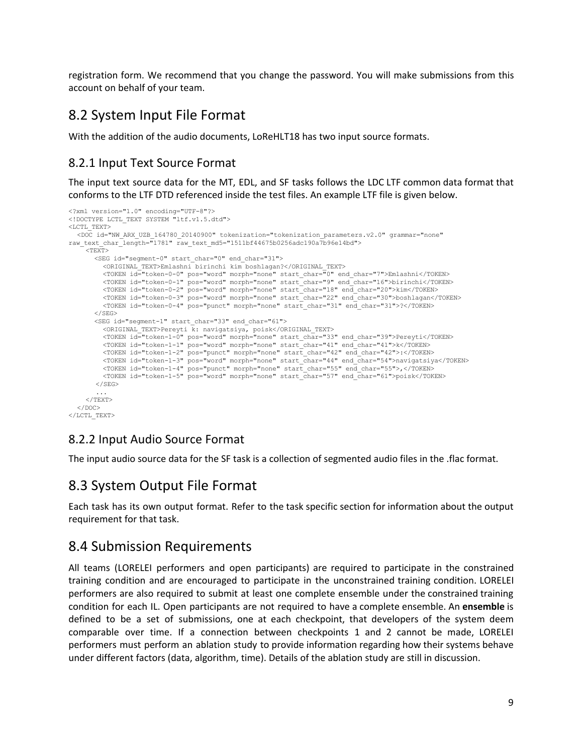registration form. We recommend that you change the password. You will make submissions from this account on behalf of your team.

## 8.2 System Input File Format

With the addition of the audio documents, LoReHLT18 has two input source formats.

### 8.2.1 Input Text Source Format

The input text source data for the MT, EDL, and SF tasks follows the LDC LTF common data format that conforms to the LTF DTD referenced inside the test files. An example LTF file is given below.

```
<?xml version="1.0" encoding="UTF-8"?>
<!DOCTYPE LCTL_TEXT SYSTEM "ltf.v1.5.dtd">
<LCTL_TEXT>
  <DOC id="NW_ARX_UZB_164780_20140900" tokenization="tokenization_parameters.v2.0" grammar="none"
raw_text_char_length="1781" raw_text_md5="1511bf44675b0256adc190a7b96e14bd">
    <TEXT>
      <SEG id="segment-0" start_char="0" end_char="31">
        <ORIGINAL_TEXT>Emlashni birinchi kim boshlagan?</ORIGINAL_TEXT>
        <TOKEN id="token-0-0" pos="word" morph="none" start_char="0" end_char="7">Emlashni</TOKEN>
        <TOKEN id="token-0-1" pos="word" morph="none" start_char="9" end_char="16">birinchi</TOKEN>
        <TOKEN id="token-0-2" pos="word" morph="none" start_char="18" end_char="20">kim</TOKEN>
        <TOKEN id="token-0-3" pos="word" morph="none" start_char="22" end_char="30">boshlagan</TOKEN>
        <TOKEN id="token-0-4" pos="punct" morph="none" start_char="31" end_char="31">?</TOKEN>
      </SEG>
      <SEG id="segment-1" start_char="33" end_char="61">
        <ORIGINAL_TEXT>Pereyti k: navigatsiya, poisk</ORIGINAL_TEXT>
        <TOKEN id="token-1-0" pos="word" morph="none" start_char="33" end_char="39">Pereyti</TOKEN>
        <TOKEN id="token-1-1" pos="word" morph="none" start_char="41" end_char="41">k</TOKEN>
        <TOKEN id="token-1-2" pos="punct" morph="none" start_char="42" end_char="42">:</TOKEN>
        <TOKEN id="token-1-3" pos="word" morph="none" start_char="44" end_char="54">navigatsiya</TOKEN>
        <TOKEN id="token-1-4" pos="punct" morph="none" start_char="55" end_char="55">,</TOKEN>
        <TOKEN id="token-1-5" pos="word" morph="none" start_char="57" end_char="61">poisk</TOKEN>
      </SEG>
      ...
    </TEXT>
  </DOC>
</LCTL_TEXT>
```

### 8.2.2 Input Audio Source Format

The input audio source data for the SF task is a collection of segmented audio files in the .flac format.

## 8.3 System Output File Format

Each task has its own output format. Refer to the task specific section for information about the output requirement for that task.

## 8.4 Submission Requirements

All teams (LORELEI performers and open participants) are required to participate in the constrained training condition and are encouraged to participate in the unconstrained training condition. LORELEI performers are also required to submit at least one complete ensemble under the constrained training condition for each IL. Open participants are not required to have a complete ensemble. An **ensemble** is defined to be a set of submissions, one at each checkpoint, that developers of the system deem comparable over time. If a connection between checkpoints 1 and 2 cannot be made, LORELEI performers must perform an ablation study to provide information regarding how their systems behave under different factors (data, algorithm, time). Details of the ablation study are still in discussion.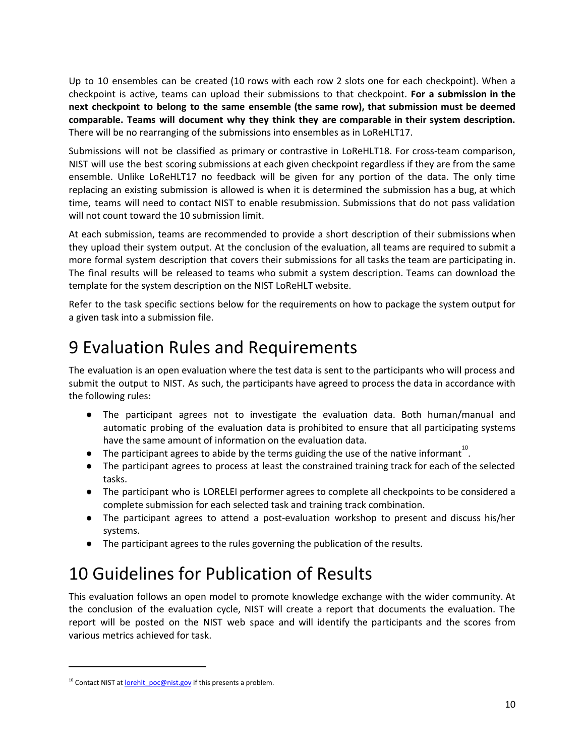Up to 10 ensembles can be created (10 rows with each row 2 slots one for each checkpoint). When a checkpoint is active, teams can upload their submissions to that checkpoint. **For a submission in the next checkpoint to belong to the same ensemble (the same row), that submission must be deemed comparable. Teams will document why they think they are comparable in their system description.** There will be no rearranging of the submissions into ensembles as in LoReHLT17.

Submissions will not be classified as primary or contrastive in LoReHLT18. For cross-team comparison, NIST will use the best scoring submissions at each given checkpoint regardless if they are from the same ensemble. Unlike LoReHLT17 no feedback will be given for any portion of the data. The only time replacing an existing submission is allowed is when it is determined the submission has a bug, at which time, teams will need to contact NIST to enable resubmission. Submissions that do not pass validation will not count toward the 10 submission limit.

At each submission, teams are recommended to provide a short description of their submissions when they upload their system output. At the conclusion of the evaluation, all teams are required to submit a more formal system description that covers their submissions for all tasks the team are participating in. The final results will be released to teams who submit a system description. Teams can download the template for the system description on the NIST LoReHLT website.

Refer to the task specific sections below for the requirements on how to package the system output for a given task into a submission file.

# 9 Evaluation Rules and Requirements

The evaluation is an open evaluation where the test data is sent to the participants who will process and submit the output to NIST. As such, the participants have agreed to process the data in accordance with the following rules:

- The participant agrees not to investigate the evaluation data. Both human/manual and automatic probing of the evaluation data is prohibited to ensure that all participating systems have the same amount of information on the evaluation data.
- The participant agrees to abide by the terms guiding the use of the native informant[10].
- The participant agrees to process at least the constrained training track for each of the selected tasks.
- The participant who is LORELEI performer agrees to complete all checkpoints to be considered a complete submission for each selected task and training track combination.
- The participant agrees to attend a post-evaluation workshop to present and discuss his/her systems.
- The participant agrees to the rules governing the publication of the results.

# 10 Guidelines for Publication of Results

This evaluation follows an open model to promote knowledge exchange with the wider community. At the conclusion of the evaluation cycle, NIST will create a report that documents the evaluation. The report will be posted on the NIST web space and will identify the participants and the scores from various metrics achieved for task.

---

[10] Contact NIST at lorehlt_poc@nist.gov if this presents a problem.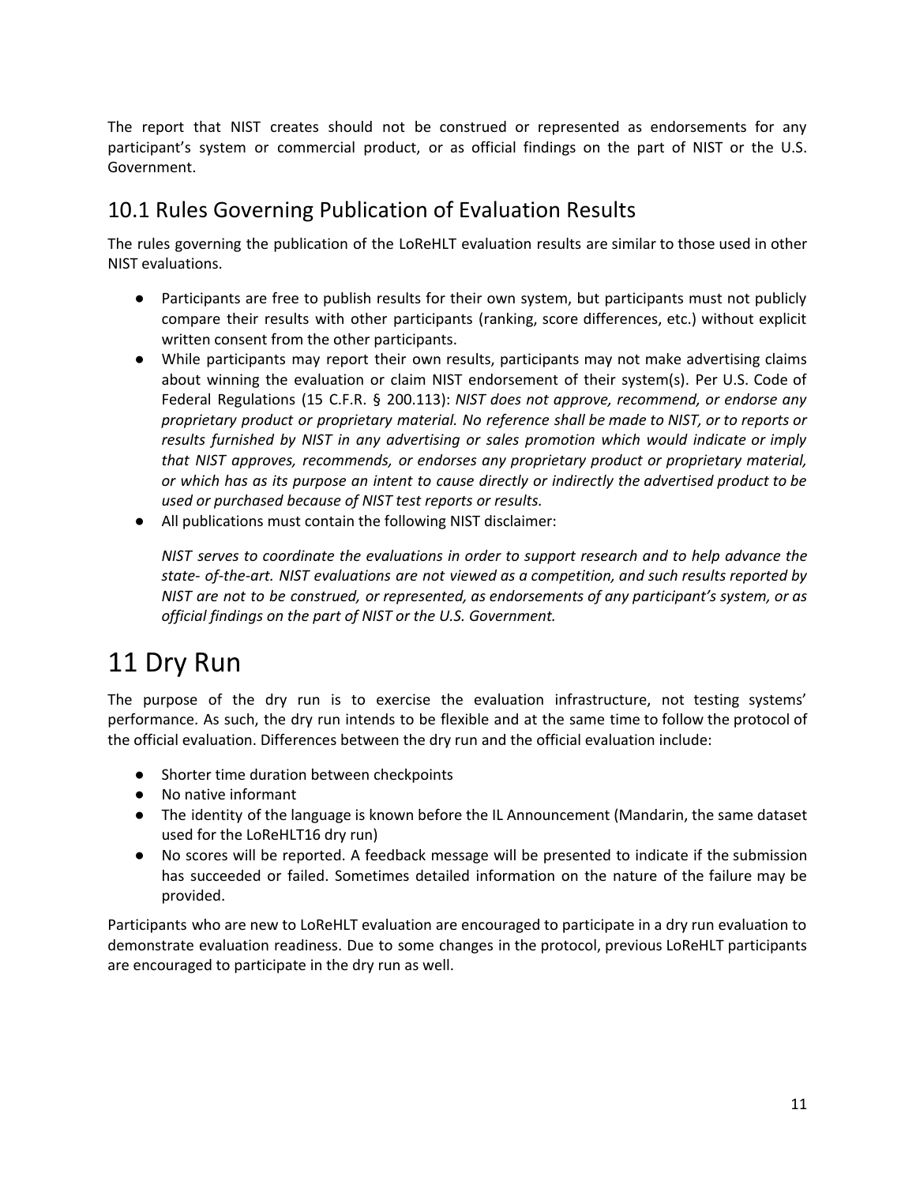The report that NIST creates should not be construed or represented as endorsements for any participant's system or commercial product, or as official findings on the part of NIST or the U.S. Government.

## 10.1 Rules Governing Publication of Evaluation Results

The rules governing the publication of the LoReHLT evaluation results are similar to those used in other NIST evaluations.

- Participants are free to publish results for their own system, but participants must not publicly compare their results with other participants (ranking, score differences, etc.) without explicit written consent from the other participants.
- While participants may report their own results, participants may not make advertising claims about winning the evaluation or claim NIST endorsement of their system(s). Per U.S. Code of Federal Regulations (15 C.F.R. § 200.113): *NIST does not approve, recommend, or endorse any proprietary product or proprietary material. No reference shall be made to NIST, or to reports or results furnished by NIST in any advertising or sales promotion which would indicate or imply that NIST approves, recommends, or endorses any proprietary product or proprietary material, or which has as its purpose an intent to cause directly or indirectly the advertised product to be used or purchased because of NIST test reports or results.*
- All publications must contain the following NIST disclaimer:

  *NIST serves to coordinate the evaluations in order to support research and to help advance the state- of-the-art. NIST evaluations are not viewed as a competition, and such results reported by NIST are not to be construed, or represented, as endorsements of any participant's system, or as official findings on the part of NIST or the U.S. Government.*

# 11 Dry Run

The purpose of the dry run is to exercise the evaluation infrastructure, not testing systems' performance. As such, the dry run intends to be flexible and at the same time to follow the protocol of the official evaluation. Differences between the dry run and the official evaluation include:

- Shorter time duration between checkpoints
- No native informant
- The identity of the language is known before the IL Announcement (Mandarin, the same dataset used for the LoReHLT16 dry run)
- No scores will be reported. A feedback message will be presented to indicate if the submission has succeeded or failed. Sometimes detailed information on the nature of the failure may be provided.

Participants who are new to LoReHLT evaluation are encouraged to participate in a dry run evaluation to demonstrate evaluation readiness. Due to some changes in the protocol, previous LoReHLT participants are encouraged to participate in the dry run as well.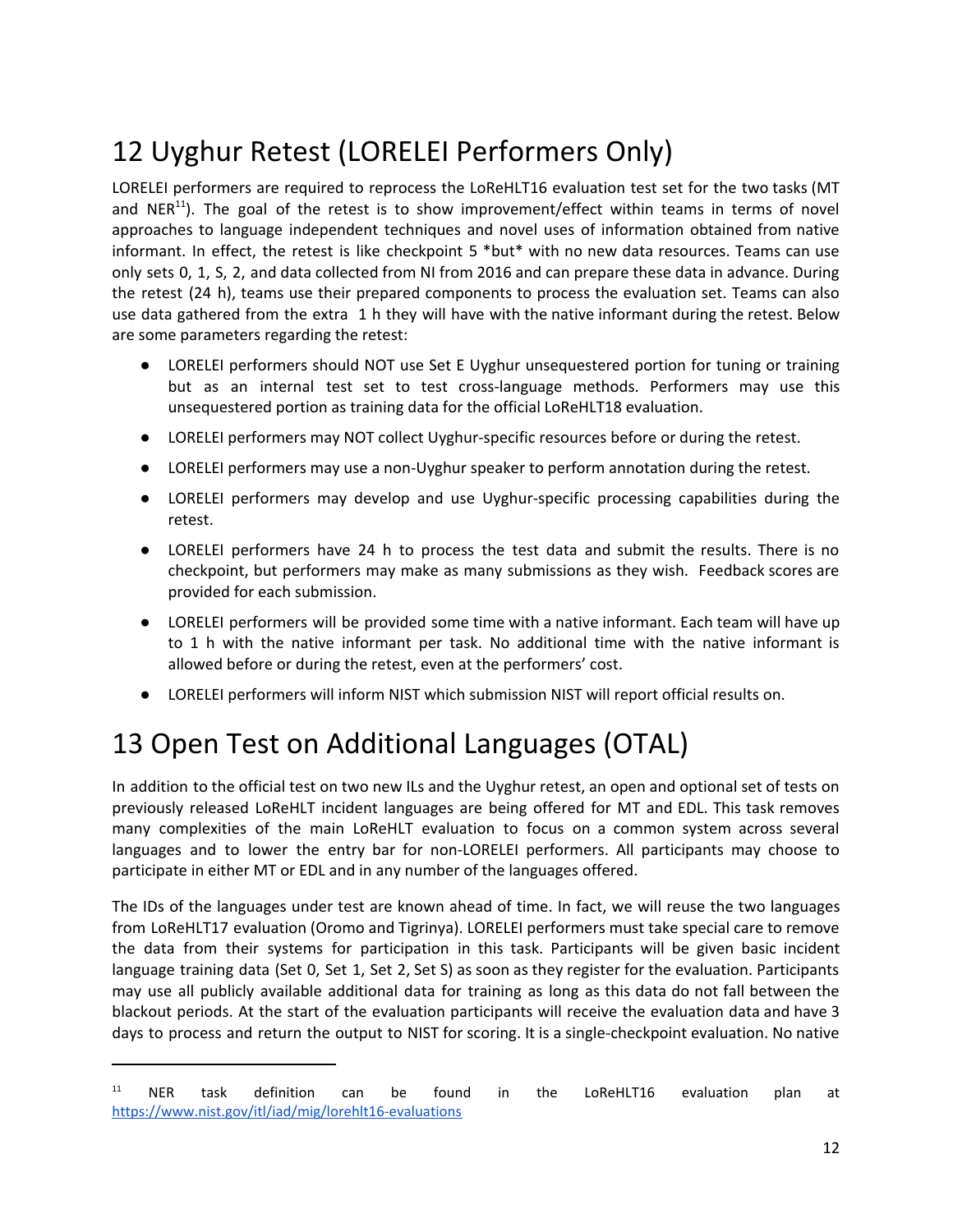# 12 Uyghur Retest (LORELEI Performers Only)

LORELEI performers are required to reprocess the LoReHLT16 evaluation test set for the two tasks (MT and NER[11]). The goal of the retest is to show improvement/effect within teams in terms of novel approaches to language independent techniques and novel uses of information obtained from native informant. In effect, the retest is like checkpoint 5 *but* with no new data resources. Teams can use only sets 0, 1, S, 2, and data collected from NI from 2016 and can prepare these data in advance. During the retest (24 h), teams use their prepared components to process the evaluation set. Teams can also use data gathered from the extra 1 h they will have with the native informant during the retest. Below are some parameters regarding the retest:

- LORELEI performers should NOT use Set E Uyghur unsequestered portion for tuning or training but as an internal test set to test cross-language methods. Performers may use this unsequestered portion as training data for the official LoReHLT18 evaluation.
- LORELEI performers may NOT collect Uyghur-specific resources before or during the retest.
- LORELEI performers may use a non-Uyghur speaker to perform annotation during the retest.
- LORELEI performers may develop and use Uyghur-specific processing capabilities during the retest.
- LORELEI performers have 24 h to process the test data and submit the results. There is no checkpoint, but performers may make as many submissions as they wish. Feedback scores are provided for each submission.
- LORELEI performers will be provided some time with a native informant. Each team will have up to 1 h with the native informant per task. No additional time with the native informant is allowed before or during the retest, even at the performers' cost.
- LORELEI performers will inform NIST which submission NIST will report official results on.

# 13 Open Test on Additional Languages (OTAL)

In addition to the official test on two new ILs and the Uyghur retest, an open and optional set of tests on previously released LoReHLT incident languages are being offered for MT and EDL. This task removes many complexities of the main LoReHLT evaluation to focus on a common system across several languages and to lower the entry bar for non-LORELEI performers. All participants may choose to participate in either MT or EDL and in any number of the languages offered.

The IDs of the languages under test are known ahead of time. In fact, we will reuse the two languages from LoReHLT17 evaluation (Oromo and Tigrinya). LORELEI performers must take special care to remove the data from their systems for participation in this task. Participants will be given basic incident language training data (Set 0, Set 1, Set 2, Set S) as soon as they register for the evaluation. Participants may use all publicly available additional data for training as long as this data do not fall between the blackout periods. At the start of the evaluation participants will receive the evaluation data and have 3 days to process and return the output to NIST for scoring. It is a single-checkpoint evaluation. No native

[11] NER task definition can be found in the LoReHLT16 evaluation plan at https://www.nist.gov/itl/iad/mig/lorehlt16-evaluations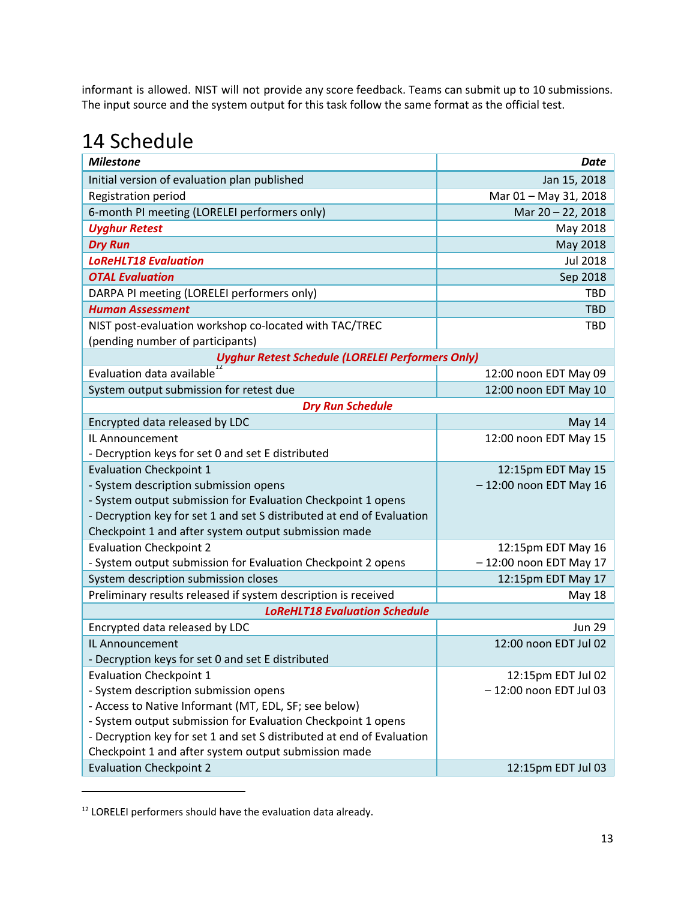informant is allowed. NIST will not provide any score feedback. Teams can submit up to 10 submissions. The input source and the system output for this task follow the same format as the official test.

# 14 Schedule

| ***Milestone*** | ***Date*** |
|---|---|
| Initial version of evaluation plan published | Jan 15, 2018 |
| Registration period | Mar 01 – May 31, 2018 |
| 6-month PI meeting (LORELEI performers only) | Mar 20 – 22, 2018 |
| ***Uyghur Retest*** | May 2018 |
| ***Dry Run*** | May 2018 |
| ***LoReHLT18 Evaluation*** | Jul 2018 |
| ***OTAL Evaluation*** | Sep 2018 |
| DARPA PI meeting (LORELEI performers only) | TBD |
| ***Human Assessment*** | TBD |
| NIST post-evaluation workshop co-located with TAC/TREC (pending number of participants) | TBD |
| ***Uyghur Retest Schedule (LORELEI Performers Only)*** | |
| Evaluation data available[12] | 12:00 noon EDT May 09 |
| System output submission for retest due | 12:00 noon EDT May 10 |
| ***Dry Run Schedule*** | |
| Encrypted data released by LDC | May 14 |
| IL Announcement<br>- Decryption keys for set 0 and set E distributed | 12:00 noon EDT May 15 |
| Evaluation Checkpoint 1<br>- System description submission opens<br>- System output submission for Evaluation Checkpoint 1 opens<br>- Decryption key for set 1 and set S distributed at end of Evaluation Checkpoint 1 and after system output submission made | 12:15pm EDT May 15<br>– 12:00 noon EDT May 16 |
| Evaluation Checkpoint 2<br>- System output submission for Evaluation Checkpoint 2 opens | 12:15pm EDT May 16<br>– 12:00 noon EDT May 17 |
| System description submission closes | 12:15pm EDT May 17 |
| Preliminary results released if system description is received | May 18 |
| ***LoReHLT18 Evaluation Schedule*** | |
| Encrypted data released by LDC | Jun 29 |
| IL Announcement<br>- Decryption keys for set 0 and set E distributed | 12:00 noon EDT Jul 02 |
| Evaluation Checkpoint 1<br>- System description submission opens<br>- Access to Native Informant (MT, EDL, SF; see below)<br>- System output submission for Evaluation Checkpoint 1 opens<br>- Decryption key for set 1 and set S distributed at end of Evaluation Checkpoint 1 and after system output submission made | 12:15pm EDT Jul 02<br>– 12:00 noon EDT Jul 03 |
| Evaluation Checkpoint 2 | 12:15pm EDT Jul 03 |

[12] LORELEI performers should have the evaluation data already.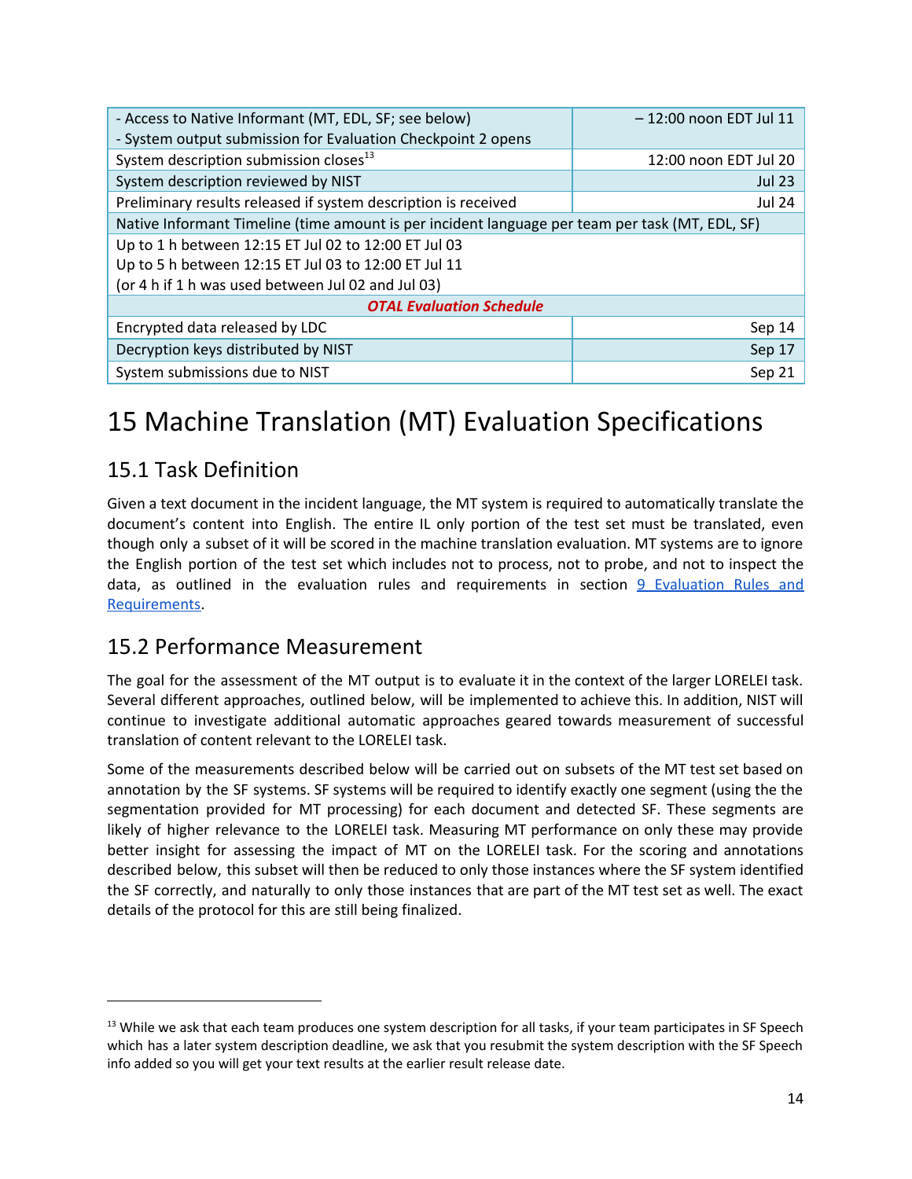| | |
|---|---|
| - Access to Native Informant (MT, EDL, SF; see below)<br>- System output submission for Evaluation Checkpoint 2 opens | – 12:00 noon EDT Jul 11 |
| System description submission closes[13] | 12:00 noon EDT Jul 20 |
| System description reviewed by NIST | Jul 23 |
| Preliminary results released if system description is received | Jul 24 |
| Native Informant Timeline (time amount is per incident language per team per task (MT, EDL, SF) | |
| Up to 1 h between 12:15 ET Jul 02 to 12:00 ET Jul 03<br>Up to 5 h between 12:15 ET Jul 03 to 12:00 ET Jul 11<br>(or 4 h if 1 h was used between Jul 02 and Jul 03) | |
| ***OTAL Evaluation Schedule*** | |
| Encrypted data released by LDC | Sep 14 |
| Decryption keys distributed by NIST | Sep 17 |
| System submissions due to NIST | Sep 21 |

# 15 Machine Translation (MT) Evaluation Specifications

## 15.1 Task Definition

Given a text document in the incident language, the MT system is required to automatically translate the document's content into English. The entire IL only portion of the test set must be translated, even though only a subset of it will be scored in the machine translation evaluation. MT systems are to ignore the English portion of the test set which includes not to process, not to probe, and not to inspect the data, as outlined in the evaluation rules and requirements in section 9 Evaluation Rules and Requirements.

## 15.2 Performance Measurement

The goal for the assessment of the MT output is to evaluate it in the context of the larger LORELEI task. Several different approaches, outlined below, will be implemented to achieve this. In addition, NIST will continue to investigate additional automatic approaches geared towards measurement of successful translation of content relevant to the LORELEI task.

Some of the measurements described below will be carried out on subsets of the MT test set based on annotation by the SF systems. SF systems will be required to identify exactly one segment (using the the segmentation provided for MT processing) for each document and detected SF. These segments are likely of higher relevance to the LORELEI task. Measuring MT performance on only these may provide better insight for assessing the impact of MT on the LORELEI task. For the scoring and annotations described below, this subset will then be reduced to only those instances where the SF system identified the SF correctly, and naturally to only those instances that are part of the MT test set as well. The exact details of the protocol for this are still being finalized.

[13] While we ask that each team produces one system description for all tasks, if your team participates in SF Speech which has a later system description deadline, we ask that you resubmit the system description with the SF Speech info added so you will get your text results at the earlier result release date.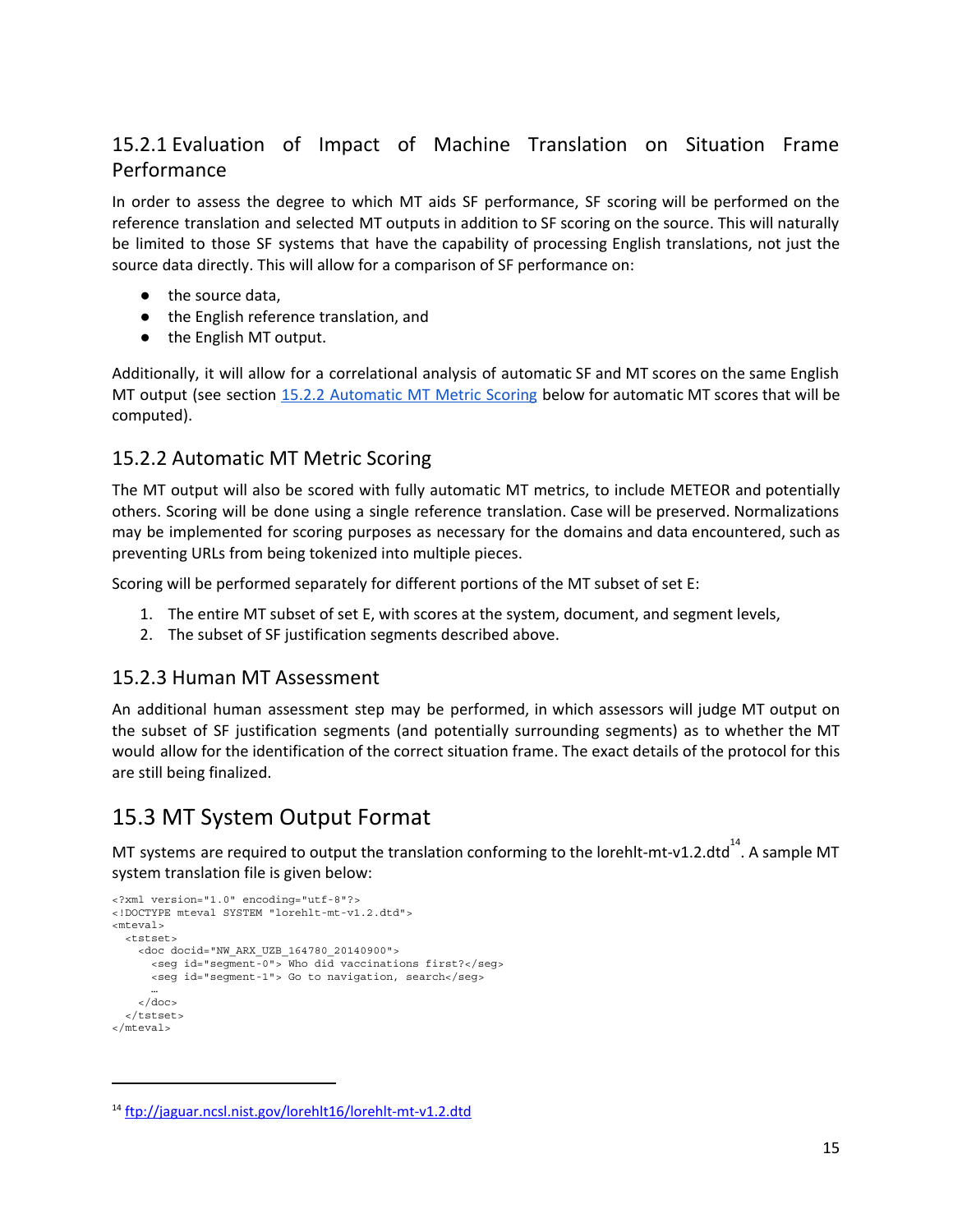### 15.2.1 Evaluation of Impact of Machine Translation on Situation Frame Performance

In order to assess the degree to which MT aids SF performance, SF scoring will be performed on the reference translation and selected MT outputs in addition to SF scoring on the source. This will naturally be limited to those SF systems that have the capability of processing English translations, not just the source data directly. This will allow for a comparison of SF performance on:

- the source data,
- the English reference translation, and
- the English MT output.

Additionally, it will allow for a correlational analysis of automatic SF and MT scores on the same English MT output (see section 15.2.2 Automatic MT Metric Scoring below for automatic MT scores that will be computed).

### 15.2.2 Automatic MT Metric Scoring

The MT output will also be scored with fully automatic MT metrics, to include METEOR and potentially others. Scoring will be done using a single reference translation. Case will be preserved. Normalizations may be implemented for scoring purposes as necessary for the domains and data encountered, such as preventing URLs from being tokenized into multiple pieces.

Scoring will be performed separately for different portions of the MT subset of set E:

1. The entire MT subset of set E, with scores at the system, document, and segment levels,
2. The subset of SF justification segments described above.

### 15.2.3 Human MT Assessment

An additional human assessment step may be performed, in which assessors will judge MT output on the subset of SF justification segments (and potentially surrounding segments) as to whether the MT would allow for the identification of the correct situation frame. The exact details of the protocol for this are still being finalized.

## 15.3 MT System Output Format

MT systems are required to output the translation conforming to the lorehlt-mt-v1.2.dtd[14]. A sample MT system translation file is given below:

```
<?xml version="1.0" encoding="utf-8"?>
<!DOCTYPE mteval SYSTEM "lorehlt-mt-v1.2.dtd">
<mteval>
  <tstset>
    <doc docid="NW_ARX_UZB_164780_20140900">
      <seg id="segment-0"> Who did vaccinations first?</seg>
      <seg id="segment-1"> Go to navigation, search</seg>
      …
    </doc>
  </tstset>
</mteval>
```

[14] ftp://jaguar.ncsl.nist.gov/lorehlt16/lorehlt-mt-v1.2.dtd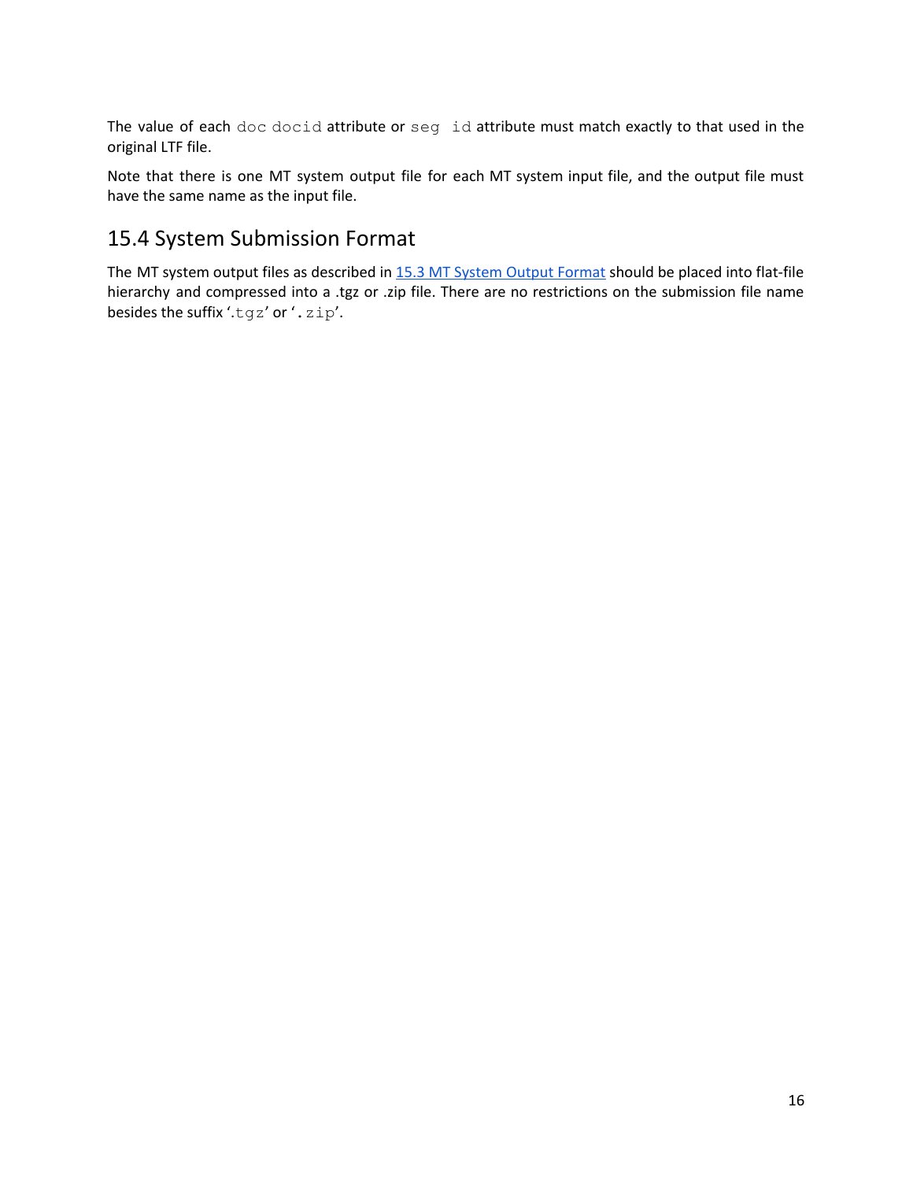The value of each `doc docid` attribute or `seg id` attribute must match exactly to that used in the original LTF file.

Note that there is one MT system output file for each MT system input file, and the output file must have the same name as the input file.

## 15.4 System Submission Format

The MT system output files as described in 15.3 MT System Output Format should be placed into flat-file hierarchy and compressed into a .tgz or .zip file. There are no restrictions on the submission file name besides the suffix '`.tgz`' or '`.zip`'.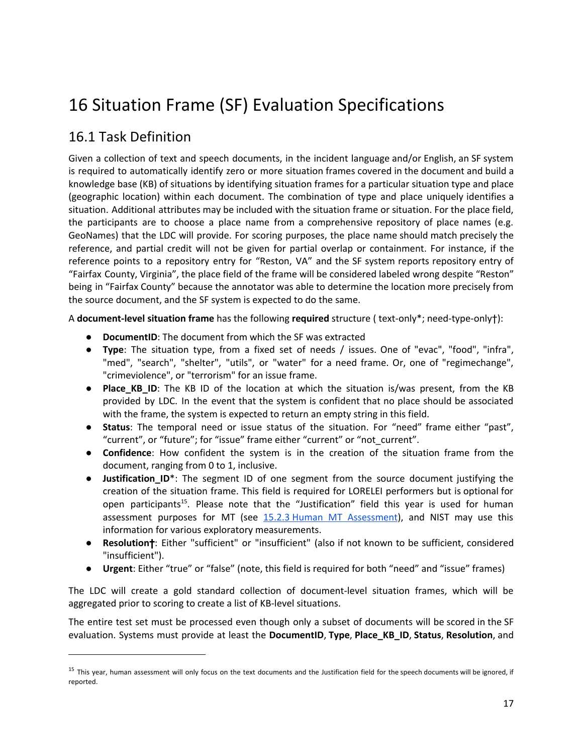# 16 Situation Frame (SF) Evaluation Specifications

## 16.1 Task Definition

Given a collection of text and speech documents, in the incident language and/or English, an SF system is required to automatically identify zero or more situation frames covered in the document and build a knowledge base (KB) of situations by identifying situation frames for a particular situation type and place (geographic location) within each document. The combination of type and place uniquely identifies a situation. Additional attributes may be included with the situation frame or situation. For the place field, the participants are to choose a place name from a comprehensive repository of place names (e.g. GeoNames) that the LDC will provide. For scoring purposes, the place name should match precisely the reference, and partial credit will not be given for partial overlap or containment. For instance, if the reference points to a repository entry for "Reston, VA" and the SF system reports repository entry of "Fairfax County, Virginia", the place field of the frame will be considered labeled wrong despite "Reston" being in "Fairfax County" because the annotator was able to determine the location more precisely from the source document, and the SF system is expected to do the same.

A **document-level situation frame** has the following **required** structure ( text-only*; need-type-only†):

- **DocumentID**: The document from which the SF was extracted
- **Type**: The situation type, from a fixed set of needs / issues. One of "evac", "food", "infra", "med", "search", "shelter", "utils", or "water" for a need frame. Or, one of "regimechange", "crimeviolence", or "terrorism" for an issue frame.
- **Place_KB_ID**: The KB ID of the location at which the situation is/was present, from the KB provided by LDC. In the event that the system is confident that no place should be associated with the frame, the system is expected to return an empty string in this field.
- **Status**: The temporal need or issue status of the situation. For "need" frame either "past", "current", or "future"; for "issue" frame either "current" or "not_current".
- **Confidence**: How confident the system is in the creation of the situation frame from the document, ranging from 0 to 1, inclusive.
- **Justification_ID***: The segment ID of one segment from the source document justifying the creation of the situation frame. This field is required for LORELEI performers but is optional for open participants[15]. Please note that the "Justification" field this year is used for human assessment purposes for MT (see 15.2.3 Human MT Assessment), and NIST may use this information for various exploratory measurements.
- **Resolution†**: Either "sufficient" or "insufficient" (also if not known to be sufficient, considered "insufficient").
- **Urgent**: Either "true" or "false" (note, this field is required for both "need" and "issue" frames)

The LDC will create a gold standard collection of document-level situation frames, which will be aggregated prior to scoring to create a list of KB-level situations.

The entire test set must be processed even though only a subset of documents will be scored in the SF evaluation. Systems must provide at least the **DocumentID**, **Type**, **Place_KB_ID**, **Status**, **Resolution**, and

[15] This year, human assessment will only focus on the text documents and the Justification field for the speech documents will be ignored, if reported.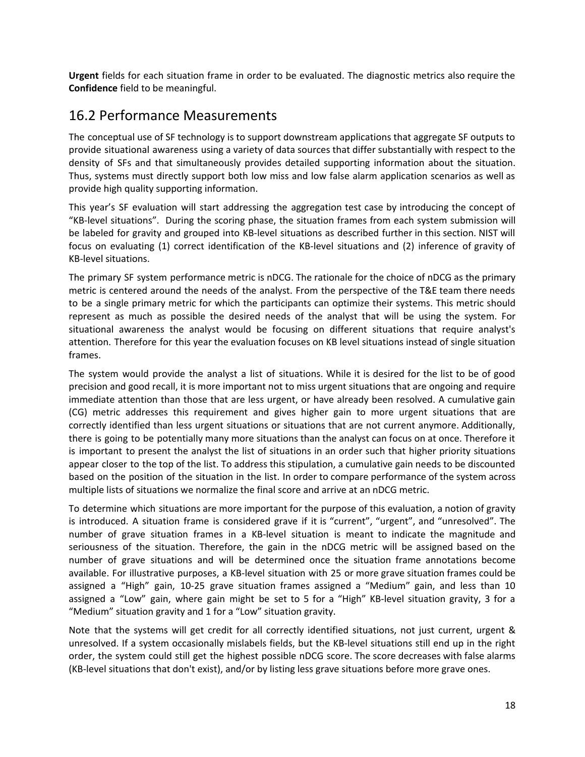**Urgent** fields for each situation frame in order to be evaluated. The diagnostic metrics also require the **Confidence** field to be meaningful.

## 16.2 Performance Measurements

The conceptual use of SF technology is to support downstream applications that aggregate SF outputs to provide situational awareness using a variety of data sources that differ substantially with respect to the density of SFs and that simultaneously provides detailed supporting information about the situation. Thus, systems must directly support both low miss and low false alarm application scenarios as well as provide high quality supporting information.

This year's SF evaluation will start addressing the aggregation test case by introducing the concept of "KB-level situations". During the scoring phase, the situation frames from each system submission will be labeled for gravity and grouped into KB-level situations as described further in this section. NIST will focus on evaluating (1) correct identification of the KB-level situations and (2) inference of gravity of KB-level situations.

The primary SF system performance metric is nDCG. The rationale for the choice of nDCG as the primary metric is centered around the needs of the analyst. From the perspective of the T&E team there needs to be a single primary metric for which the participants can optimize their systems. This metric should represent as much as possible the desired needs of the analyst that will be using the system. For situational awareness the analyst would be focusing on different situations that require analyst's attention. Therefore for this year the evaluation focuses on KB level situations instead of single situation frames.

The system would provide the analyst a list of situations. While it is desired for the list to be of good precision and good recall, it is more important not to miss urgent situations that are ongoing and require immediate attention than those that are less urgent, or have already been resolved. A cumulative gain (CG) metric addresses this requirement and gives higher gain to more urgent situations that are correctly identified than less urgent situations or situations that are not current anymore. Additionally, there is going to be potentially many more situations than the analyst can focus on at once. Therefore it is important to present the analyst the list of situations in an order such that higher priority situations appear closer to the top of the list. To address this stipulation, a cumulative gain needs to be discounted based on the position of the situation in the list. In order to compare performance of the system across multiple lists of situations we normalize the final score and arrive at an nDCG metric.

To determine which situations are more important for the purpose of this evaluation, a notion of gravity is introduced. A situation frame is considered grave if it is "current", "urgent", and "unresolved". The number of grave situation frames in a KB-level situation is meant to indicate the magnitude and seriousness of the situation. Therefore, the gain in the nDCG metric will be assigned based on the number of grave situations and will be determined once the situation frame annotations become available. For illustrative purposes, a KB-level situation with 25 or more grave situation frames could be assigned a "High" gain, 10-25 grave situation frames assigned a "Medium" gain, and less than 10 assigned a "Low" gain, where gain might be set to 5 for a "High" KB-level situation gravity, 3 for a "Medium" situation gravity and 1 for a "Low" situation gravity.

Note that the systems will get credit for all correctly identified situations, not just current, urgent & unresolved. If a system occasionally mislabels fields, but the KB-level situations still end up in the right order, the system could still get the highest possible nDCG score. The score decreases with false alarms (KB-level situations that don't exist), and/or by listing less grave situations before more grave ones.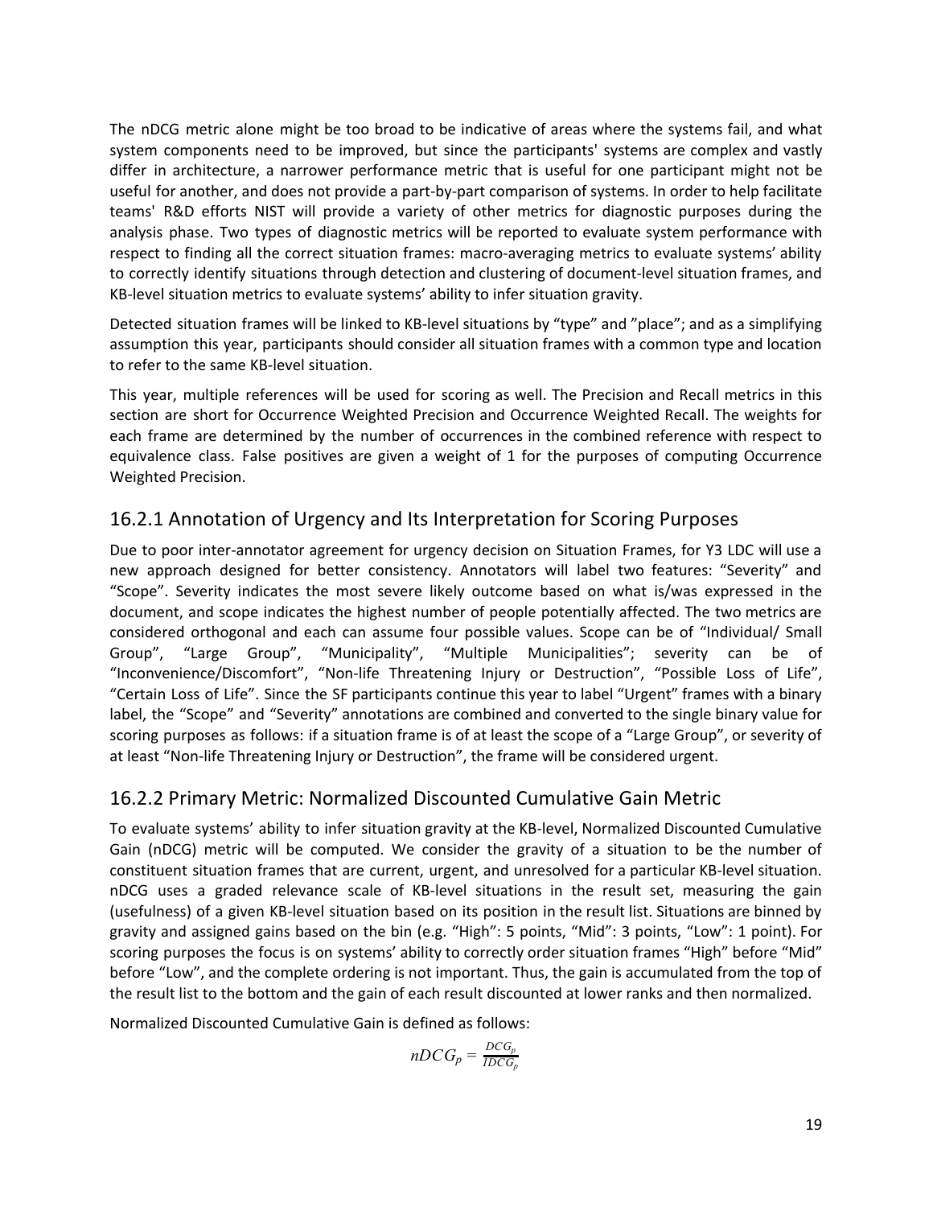The nDCG metric alone might be too broad to be indicative of areas where the systems fail, and what system components need to be improved, but since the participants' systems are complex and vastly differ in architecture, a narrower performance metric that is useful for one participant might not be useful for another, and does not provide a part-by-part comparison of systems. In order to help facilitate teams' R&D efforts NIST will provide a variety of other metrics for diagnostic purposes during the analysis phase. Two types of diagnostic metrics will be reported to evaluate system performance with respect to finding all the correct situation frames: macro-averaging metrics to evaluate systems' ability to correctly identify situations through detection and clustering of document-level situation frames, and KB-level situation metrics to evaluate systems' ability to infer situation gravity.

Detected situation frames will be linked to KB-level situations by "type" and "place"; and as a simplifying assumption this year, participants should consider all situation frames with a common type and location to refer to the same KB-level situation.

This year, multiple references will be used for scoring as well. The Precision and Recall metrics in this section are short for Occurrence Weighted Precision and Occurrence Weighted Recall. The weights for each frame are determined by the number of occurrences in the combined reference with respect to equivalence class. False positives are given a weight of 1 for the purposes of computing Occurrence Weighted Precision.

### 16.2.1 Annotation of Urgency and Its Interpretation for Scoring Purposes

Due to poor inter-annotator agreement for urgency decision on Situation Frames, for Y3 LDC will use a new approach designed for better consistency. Annotators will label two features: "Severity" and "Scope". Severity indicates the most severe likely outcome based on what is/was expressed in the document, and scope indicates the highest number of people potentially affected. The two metrics are considered orthogonal and each can assume four possible values. Scope can be of "Individual/ Small Group", "Large Group", "Municipality", "Multiple Municipalities"; severity can be of "Inconvenience/Discomfort", "Non-life Threatening Injury or Destruction", "Possible Loss of Life", "Certain Loss of Life". Since the SF participants continue this year to label "Urgent" frames with a binary label, the "Scope" and "Severity" annotations are combined and converted to the single binary value for scoring purposes as follows: if a situation frame is of at least the scope of a "Large Group", or severity of at least "Non-life Threatening Injury or Destruction", the frame will be considered urgent.

### 16.2.2 Primary Metric: Normalized Discounted Cumulative Gain Metric

To evaluate systems' ability to infer situation gravity at the KB-level, Normalized Discounted Cumulative Gain (nDCG) metric will be computed. We consider the gravity of a situation to be the number of constituent situation frames that are current, urgent, and unresolved for a particular KB-level situation. nDCG uses a graded relevance scale of KB-level situations in the result set, measuring the gain (usefulness) of a given KB-level situation based on its position in the result list. Situations are binned by gravity and assigned gains based on the bin (e.g. "High": 5 points, "Mid": 3 points, "Low": 1 point). For scoring purposes the focus is on systems' ability to correctly order situation frames "High" before "Mid" before "Low", and the complete ordering is not important. Thus, the gain is accumulated from the top of the result list to the bottom and the gain of each result discounted at lower ranks and then normalized.

Normalized Discounted Cumulative Gain is defined as follows:

$$nDCG_p = \frac{DCG_p}{IDCG_p}$$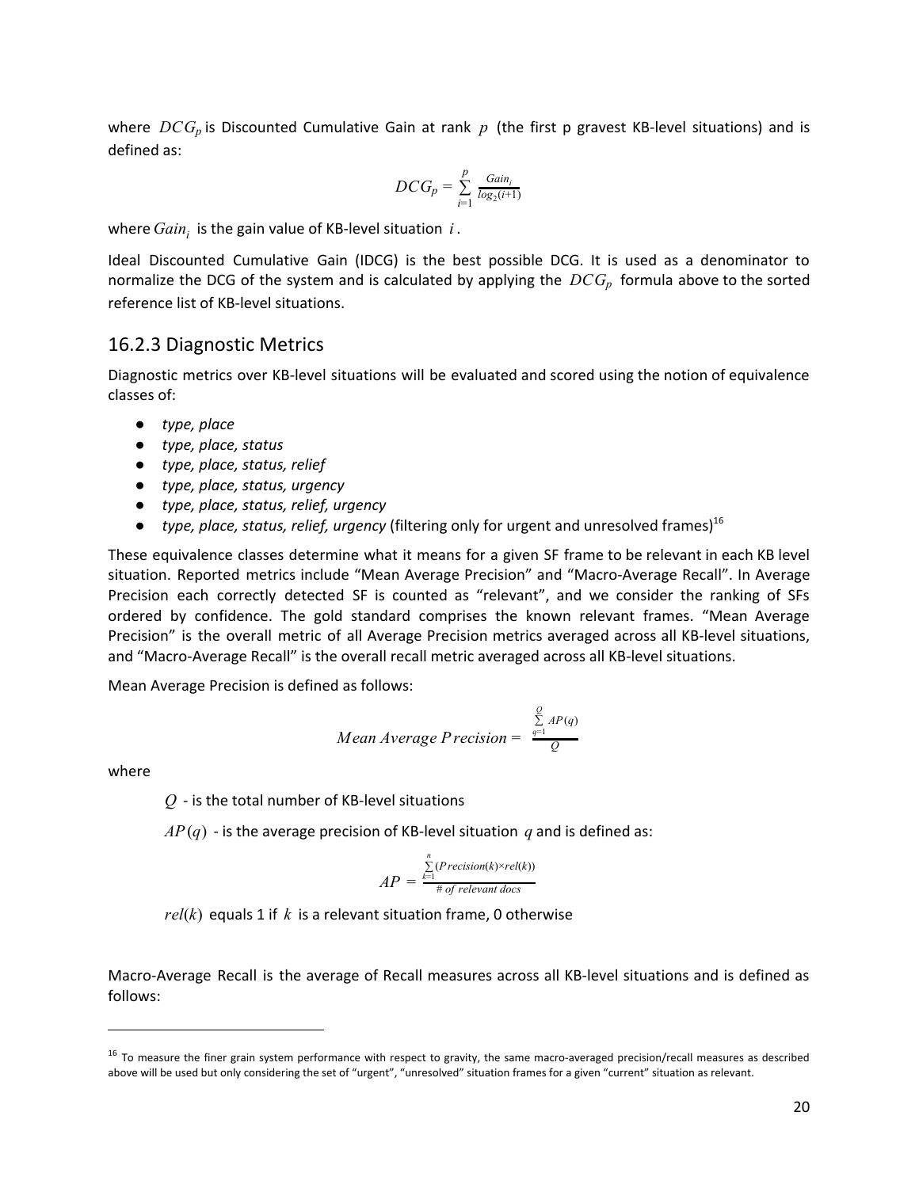where $DCG_p$ is Discounted Cumulative Gain at rank $p$ (the first p gravest KB-level situations) and is defined as:

$$DCG_p = \sum_{i=1}^{p} \frac{Gain_i}{log_2(i+1)}$$

where $Gain_i$ is the gain value of KB-level situation $i$.

Ideal Discounted Cumulative Gain (IDCG) is the best possible DCG. It is used as a denominator to normalize the DCG of the system and is calculated by applying the $DCG_p$ formula above to the sorted reference list of KB-level situations.

## 16.2.3 Diagnostic Metrics

Diagnostic metrics over KB-level situations will be evaluated and scored using the notion of equivalence classes of:

- *type, place*
- *type, place, status*
- *type, place, status, relief*
- *type, place, status, urgency*
- *type, place, status, relief, urgency*
- *type, place, status, relief, urgency* (filtering only for urgent and unresolved frames)[16]

These equivalence classes determine what it means for a given SF frame to be relevant in each KB level situation. Reported metrics include "Mean Average Precision" and "Macro-Average Recall". In Average Precision each correctly detected SF is counted as "relevant", and we consider the ranking of SFs ordered by confidence. The gold standard comprises the known relevant frames. "Mean Average Precision" is the overall metric of all Average Precision metrics averaged across all KB-level situations, and "Macro-Average Recall" is the overall recall metric averaged across all KB-level situations.

Mean Average Precision is defined as follows:

$$Mean\ Average\ Precision = \frac{\sum_{q=1}^{Q} AP(q)}{Q}$$

where

$Q$ - is the total number of KB-level situations

$AP(q)$ - is the average precision of KB-level situation $q$ and is defined as:

$$AP = \frac{\sum_{k=1}^{n} (Precision(k) \times rel(k))}{\#\ of\ relevant\ docs}$$

$rel(k)$ equals 1 if $k$ is a relevant situation frame, 0 otherwise

Macro-Average Recall is the average of Recall measures across all KB-level situations and is defined as follows:

[16] To measure the finer grain system performance with respect to gravity, the same macro-averaged precision/recall measures as described above will be used but only considering the set of "urgent", "unresolved" situation frames for a given "current" situation as relevant.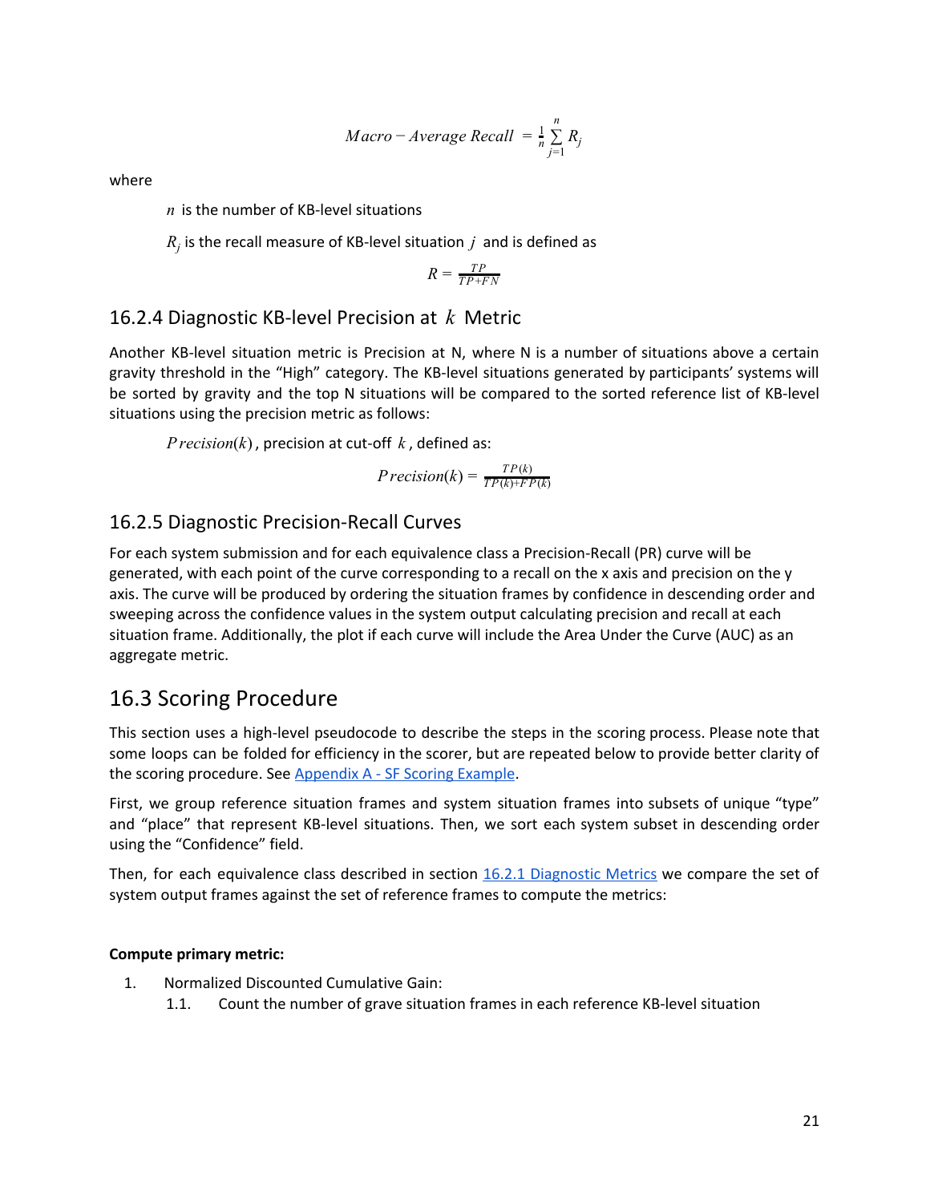$$Macro - Average\ Recall = \frac{1}{n} \sum_{j=1}^{n} R_j$$

where

$n$ is the number of KB-level situations

$R_j$ is the recall measure of KB-level situation $j$ and is defined as

$$R = \frac{TP}{TP+FN}$$

### 16.2.4 Diagnostic KB-level Precision at $k$ Metric

Another KB-level situation metric is Precision at N, where N is a number of situations above a certain gravity threshold in the "High" category. The KB-level situations generated by participants' systems will be sorted by gravity and the top N situations will be compared to the sorted reference list of KB-level situations using the precision metric as follows:

$Precision(k)$, precision at cut-off $k$, defined as:

$$Precision(k) = \frac{TP(k)}{TP(k)+FP(k)}$$

### 16.2.5 Diagnostic Precision-Recall Curves

For each system submission and for each equivalence class a Precision-Recall (PR) curve will be generated, with each point of the curve corresponding to a recall on the x axis and precision on the y axis. The curve will be produced by ordering the situation frames by confidence in descending order and sweeping across the confidence values in the system output calculating precision and recall at each situation frame. Additionally, the plot if each curve will include the Area Under the Curve (AUC) as an aggregate metric.

## 16.3 Scoring Procedure

This section uses a high-level pseudocode to describe the steps in the scoring process. Please note that some loops can be folded for efficiency in the scorer, but are repeated below to provide better clarity of the scoring procedure. See Appendix A - SF Scoring Example.

First, we group reference situation frames and system situation frames into subsets of unique "type" and "place" that represent KB-level situations. Then, we sort each system subset in descending order using the "Confidence" field.

Then, for each equivalence class described in section 16.2.1 Diagnostic Metrics we compare the set of system output frames against the set of reference frames to compute the metrics:

**Compute primary metric:**

1. Normalized Discounted Cumulative Gain:
   1.1. Count the number of grave situation frames in each reference KB-level situation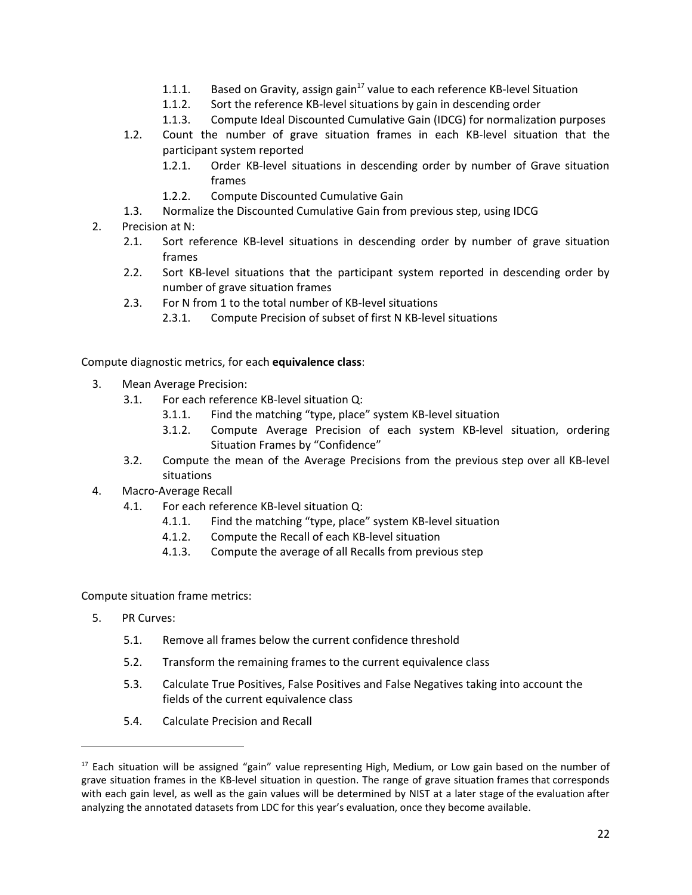1.1.1. Based on Gravity, assign gain[17] value to each reference KB-level Situation

1.1.2. Sort the reference KB-level situations by gain in descending order

1.1.3. Compute Ideal Discounted Cumulative Gain (IDCG) for normalization purposes

1.2. Count the number of grave situation frames in each KB-level situation that the participant system reported

1.2.1. Order KB-level situations in descending order by number of Grave situation frames

1.2.2. Compute Discounted Cumulative Gain

1.3. Normalize the Discounted Cumulative Gain from previous step, using IDCG

2. Precision at N:

2.1. Sort reference KB-level situations in descending order by number of grave situation frames

2.2. Sort KB-level situations that the participant system reported in descending order by number of grave situation frames

2.3. For N from 1 to the total number of KB-level situations

2.3.1. Compute Precision of subset of first N KB-level situations

Compute diagnostic metrics, for each **equivalence class**:

3. Mean Average Precision:

3.1. For each reference KB-level situation Q:

3.1.1. Find the matching "type, place" system KB-level situation

3.1.2. Compute Average Precision of each system KB-level situation, ordering Situation Frames by "Confidence"

3.2. Compute the mean of the Average Precisions from the previous step over all KB-level situations

4. Macro-Average Recall

4.1. For each reference KB-level situation Q:

4.1.1. Find the matching "type, place" system KB-level situation

4.1.2. Compute the Recall of each KB-level situation

4.1.3. Compute the average of all Recalls from previous step

Compute situation frame metrics:

5. PR Curves:

5.1. Remove all frames below the current confidence threshold

5.2. Transform the remaining frames to the current equivalence class

5.3. Calculate True Positives, False Positives and False Negatives taking into account the fields of the current equivalence class

5.4. Calculate Precision and Recall

---

[17] Each situation will be assigned "gain" value representing High, Medium, or Low gain based on the number of grave situation frames in the KB-level situation in question. The range of grave situation frames that corresponds with each gain level, as well as the gain values will be determined by NIST at a later stage of the evaluation after analyzing the annotated datasets from LDC for this year's evaluation, once they become available.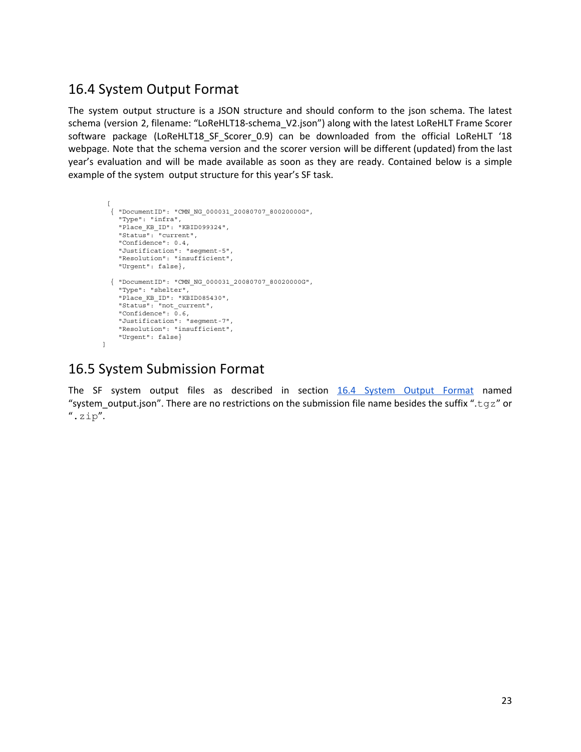## 16.4 System Output Format

The system output structure is a JSON structure and should conform to the json schema. The latest schema (version 2, filename: "LoReHLT18-schema_V2.json") along with the latest LoReHLT Frame Scorer software package (LoReHLT18_SF_Scorer_0.9) can be downloaded from the official LoReHLT '18 webpage. Note that the schema version and the scorer version will be different (updated) from the last year's evaluation and will be made available as soon as they are ready. Contained below is a simple example of the system output structure for this year's SF task.

```
[
 { "DocumentID": "CMN_NG_000031_20080707_80020000G",
   "Type": "infra",
   "Place_KB_ID": "KBID099324",
   "Status": "current",
   "Confidence": 0.4,
   "Justification": "segment-5",
   "Resolution": "insufficient",
   "Urgent": false},

 { "DocumentID": "CMN_NG_000031_20080707_80020000G",
   "Type": "shelter",
   "Place_KB_ID": "KBID085430",
   "Status": "not_current",
   "Confidence": 0.6,
   "Justification": "segment-7",
   "Resolution": "insufficient",
   "Urgent": false}
]
```

## 16.5 System Submission Format

The SF system output files as described in section 16.4 System Output Format named "system_output.json". There are no restrictions on the submission file name besides the suffix ".tgz" or ".zip".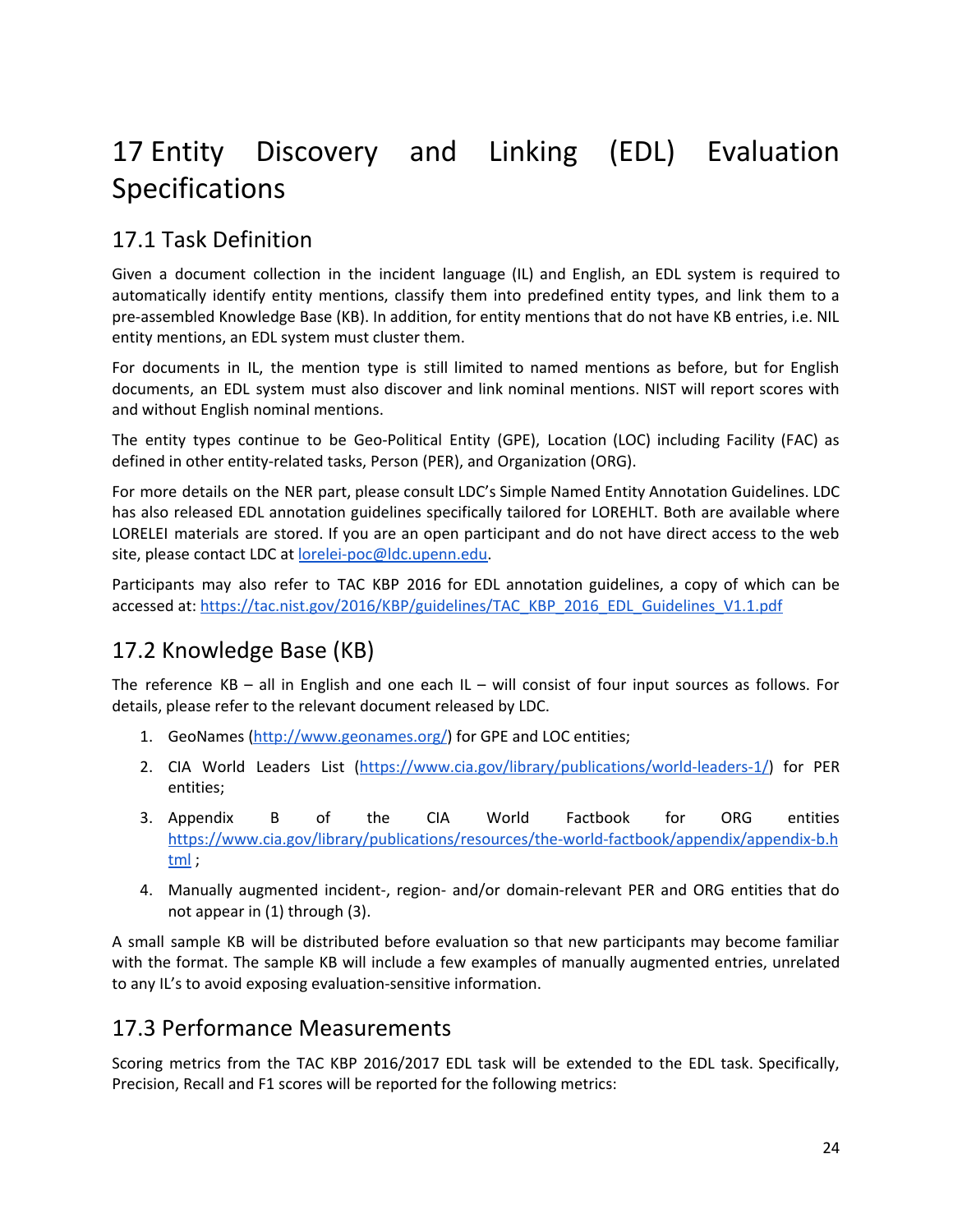# 17 Entity Discovery and Linking (EDL) Evaluation Specifications

## 17.1 Task Definition

Given a document collection in the incident language (IL) and English, an EDL system is required to automatically identify entity mentions, classify them into predefined entity types, and link them to a pre-assembled Knowledge Base (KB). In addition, for entity mentions that do not have KB entries, i.e. NIL entity mentions, an EDL system must cluster them.

For documents in IL, the mention type is still limited to named mentions as before, but for English documents, an EDL system must also discover and link nominal mentions. NIST will report scores with and without English nominal mentions.

The entity types continue to be Geo-Political Entity (GPE), Location (LOC) including Facility (FAC) as defined in other entity-related tasks, Person (PER), and Organization (ORG).

For more details on the NER part, please consult LDC's Simple Named Entity Annotation Guidelines. LDC has also released EDL annotation guidelines specifically tailored for LOREHLT. Both are available where LORELEI materials are stored. If you are an open participant and do not have direct access to the web site, please contact LDC at lorelei-poc@ldc.upenn.edu.

Participants may also refer to TAC KBP 2016 for EDL annotation guidelines, a copy of which can be accessed at: https://tac.nist.gov/2016/KBP/guidelines/TAC_KBP_2016_EDL_Guidelines_V1.1.pdf

## 17.2 Knowledge Base (KB)

The reference KB – all in English and one each IL – will consist of four input sources as follows. For details, please refer to the relevant document released by LDC.

1. GeoNames (http://www.geonames.org/) for GPE and LOC entities;
2. CIA World Leaders List (https://www.cia.gov/library/publications/world-leaders-1/) for PER entities;
3. Appendix B of the CIA World Factbook for ORG entities https://www.cia.gov/library/publications/resources/the-world-factbook/appendix/appendix-b.html ;
4. Manually augmented incident-, region- and/or domain-relevant PER and ORG entities that do not appear in (1) through (3).

A small sample KB will be distributed before evaluation so that new participants may become familiar with the format. The sample KB will include a few examples of manually augmented entries, unrelated to any IL's to avoid exposing evaluation-sensitive information.

## 17.3 Performance Measurements

Scoring metrics from the TAC KBP 2016/2017 EDL task will be extended to the EDL task. Specifically, Precision, Recall and F1 scores will be reported for the following metrics: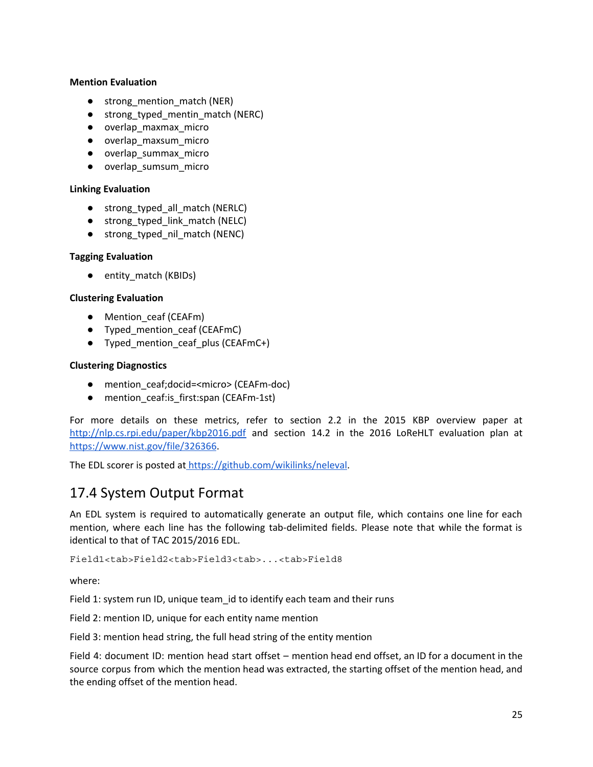**Mention Evaluation**

- strong_mention_match (NER)
- strong_typed_mentin_match (NERC)
- overlap_maxmax_micro
- overlap_maxsum_micro
- overlap_summax_micro
- overlap_sumsum_micro

**Linking Evaluation**

- strong_typed_all_match (NERLC)
- strong_typed_link_match (NELC)
- strong_typed_nil_match (NENC)

**Tagging Evaluation**

- entity_match (KBIDs)

**Clustering Evaluation**

- Mention_ceaf (CEAFm)
- Typed_mention_ceaf (CEAFmC)
- Typed_mention_ceaf_plus (CEAFmC+)

**Clustering Diagnostics**

- mention_ceaf;docid=<micro> (CEAFm-doc)
- mention_ceaf:is_first:span (CEAFm-1st)

For more details on these metrics, refer to section 2.2 in the 2015 KBP overview paper at [http://nlp.cs.rpi.edu/paper/kbp2016.pdf](http://nlp.cs.rpi.edu/paper/kbp2016.pdf) and section 14.2 in the 2016 LoReHLT evaluation plan at [https://www.nist.gov/file/326366](https://www.nist.gov/file/326366).

The EDL scorer is posted at [https://github.com/wikilinks/neleval](https://github.com/wikilinks/neleval).

## 17.4 System Output Format

An EDL system is required to automatically generate an output file, which contains one line for each mention, where each line has the following tab-delimited fields. Please note that while the format is identical to that of TAC 2015/2016 EDL.

```
Field1<tab>Field2<tab>Field3<tab>...<tab>Field8
```

where:

Field 1: system run ID, unique team_id to identify each team and their runs

Field 2: mention ID, unique for each entity name mention

Field 3: mention head string, the full head string of the entity mention

Field 4: document ID: mention head start offset – mention head end offset, an ID for a document in the source corpus from which the mention head was extracted, the starting offset of the mention head, and the ending offset of the mention head.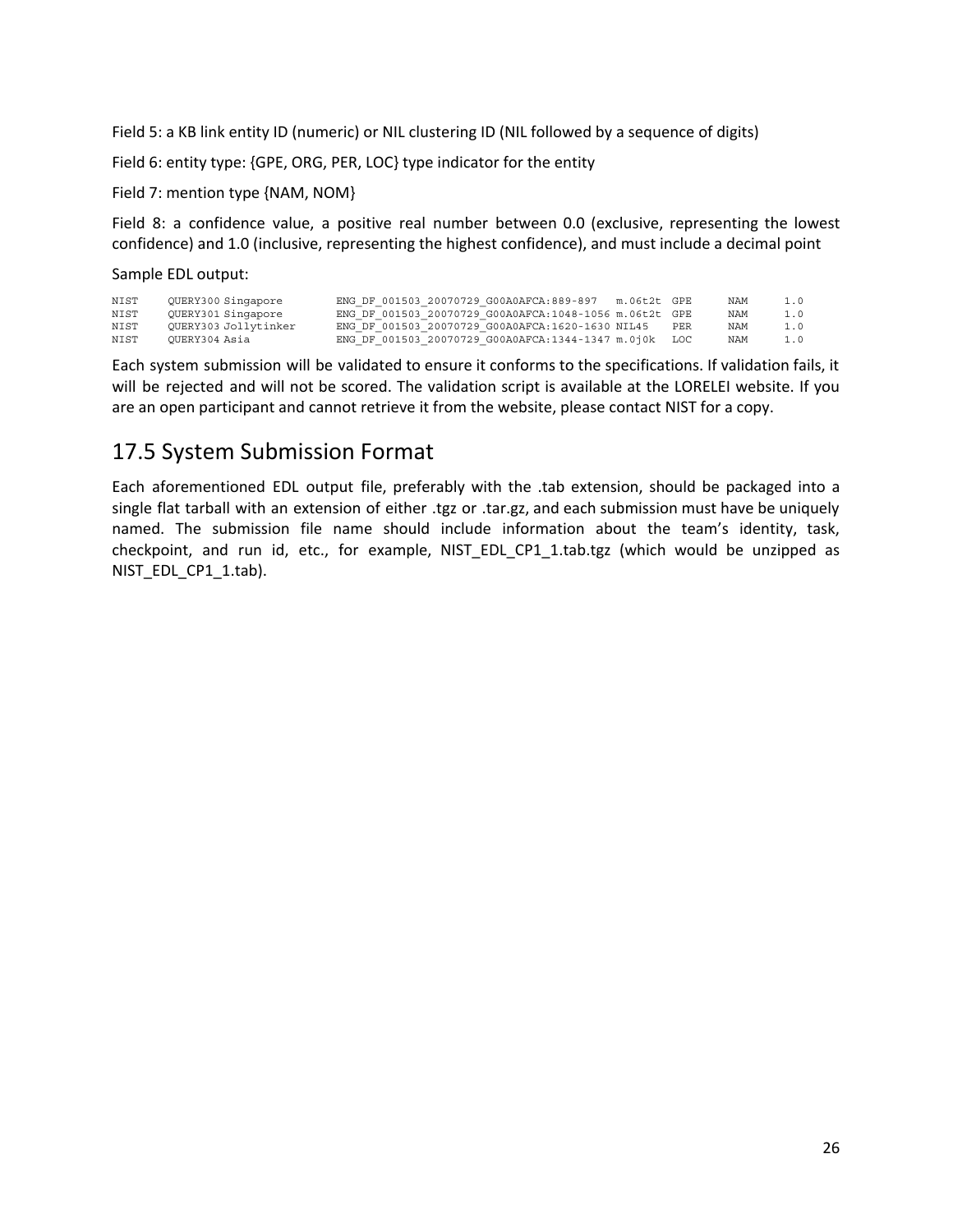Field 5: a KB link entity ID (numeric) or NIL clustering ID (NIL followed by a sequence of digits)

Field 6: entity type: {GPE, ORG, PER, LOC} type indicator for the entity

Field 7: mention type {NAM, NOM}

Field 8: a confidence value, a positive real number between 0.0 (exclusive, representing the lowest confidence) and 1.0 (inclusive, representing the highest confidence), and must include a decimal point

Sample EDL output:

```
NIST    QUERY300 Singapore      ENG_DF_001503_20070729_G00A0AFCA:889-897   m.06t2t  GPE    NAM    1.0
NIST    QUERY301 Singapore      ENG_DF_001503_20070729_G00A0AFCA:1048-1056 m.06t2t  GPE    NAM    1.0
NIST    QUERY303 Jollytinker    ENG_DF_001503_20070729_G00A0AFCA:1620-1630 NIL45    PER    NAM    1.0
NIST    QUERY304 Asia           ENG_DF_001503_20070729_G00A0AFCA:1344-1347 m.0j0k   LOC    NAM    1.0
```

Each system submission will be validated to ensure it conforms to the specifications. If validation fails, it will be rejected and will not be scored. The validation script is available at the LORELEI website. If you are an open participant and cannot retrieve it from the website, please contact NIST for a copy.

## 17.5 System Submission Format

Each aforementioned EDL output file, preferably with the .tab extension, should be packaged into a single flat tarball with an extension of either .tgz or .tar.gz, and each submission must have be uniquely named. The submission file name should include information about the team's identity, task, checkpoint, and run id, etc., for example, NIST_EDL_CP1_1.tab.tgz (which would be unzipped as NIST_EDL_CP1_1.tab).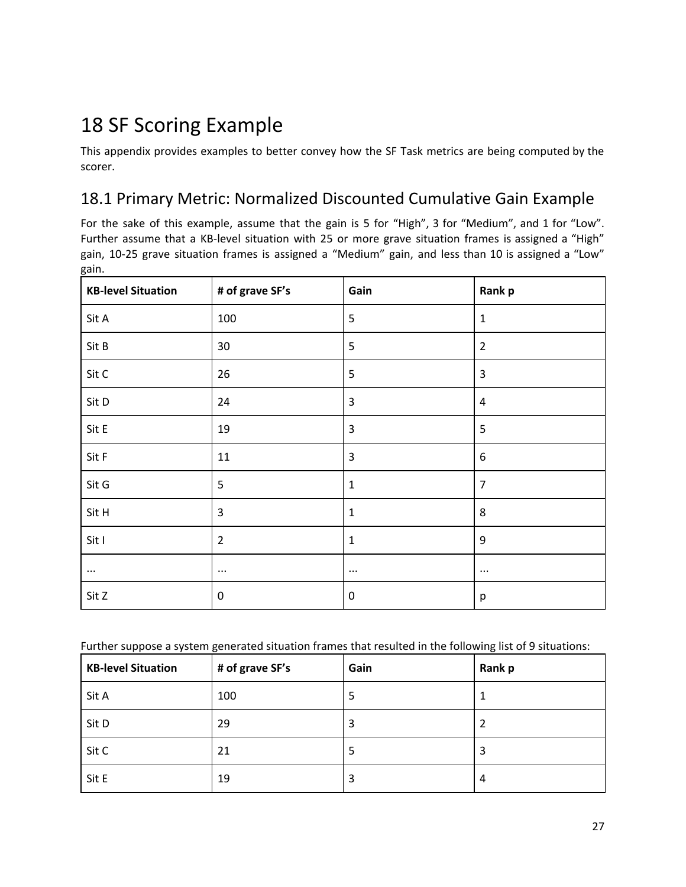# 18 SF Scoring Example

This appendix provides examples to better convey how the SF Task metrics are being computed by the scorer.

## 18.1 Primary Metric: Normalized Discounted Cumulative Gain Example

For the sake of this example, assume that the gain is 5 for "High", 3 for "Medium", and 1 for "Low". Further assume that a KB-level situation with 25 or more grave situation frames is assigned a "High" gain, 10-25 grave situation frames is assigned a "Medium" gain, and less than 10 is assigned a "Low" gain.

| KB-level Situation | # of grave SF's | Gain | Rank p |
|---|---|---|---|
| Sit A | 100 | 5 | 1 |
| Sit B | 30 | 5 | 2 |
| Sit C | 26 | 5 | 3 |
| Sit D | 24 | 3 | 4 |
| Sit E | 19 | 3 | 5 |
| Sit F | 11 | 3 | 6 |
| Sit G | 5 | 1 | 7 |
| Sit H | 3 | 1 | 8 |
| Sit I | 2 | 1 | 9 |
| ... | ... | ... | ... |
| Sit Z | 0 | 0 | p |

Further suppose a system generated situation frames that resulted in the following list of 9 situations:

| KB-level Situation | # of grave SF's | Gain | Rank p |
|---|---|---|---|
| Sit A | 100 | 5 | 1 |
| Sit D | 29 | 3 | 2 |
| Sit C | 21 | 5 | 3 |
| Sit E | 19 | 3 | 4 |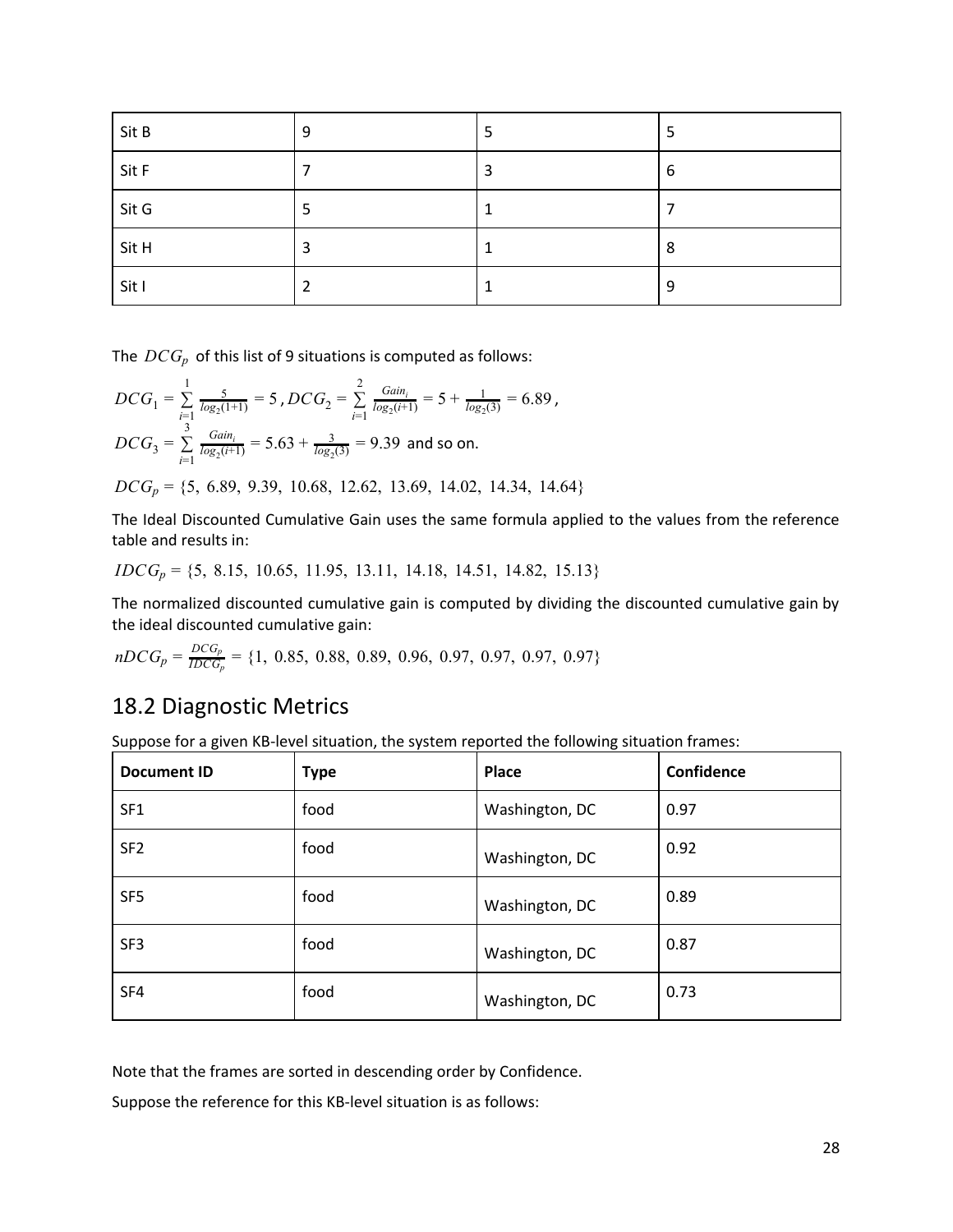| Sit B | 9 | 5 | 5 |
|---|---|---|---|
| Sit F | 7 | 3 | 6 |
| Sit G | 5 | 1 | 7 |
| Sit H | 3 | 1 | 8 |
| Sit I | 2 | 1 | 9 |

The $DCG_p$ of this list of 9 situations is computed as follows:

$DCG_1 = \sum_{i=1}^{1} \frac{5}{log_2(1+1)} = 5$, $DCG_2 = \sum_{i=1}^{2} \frac{Gain_i}{log_2(i+1)} = 5 + \frac{1}{log_2(3)} = 6.89$,

$DCG_3 = \sum_{i=1}^{3} \frac{Gain_i}{log_2(i+1)} = 5.63 + \frac{3}{log_2(3)} = 9.39$ and so on.

$DCG_p = \{5,\ 6.89,\ 9.39,\ 10.68,\ 12.62,\ 13.69,\ 14.02,\ 14.34,\ 14.64\}$

The Ideal Discounted Cumulative Gain uses the same formula applied to the values from the reference table and results in:

$IDCG_p = \{5,\ 8.15,\ 10.65,\ 11.95,\ 13.11,\ 14.18,\ 14.51,\ 14.82,\ 15.13\}$

The normalized discounted cumulative gain is computed by dividing the discounted cumulative gain by the ideal discounted cumulative gain:

$nDCG_p = \frac{DCG_p}{IDCG_p} = \{1,\ 0.85,\ 0.88,\ 0.89,\ 0.96,\ 0.97,\ 0.97,\ 0.97,\ 0.97\}$

## 18.2 Diagnostic Metrics

Suppose for a given KB-level situation, the system reported the following situation frames:

| Document ID | Type | Place | Confidence |
|---|---|---|---|
| SF1 | food | Washington, DC | 0.97 |
| SF2 | food | Washington, DC | 0.92 |
| SF5 | food | Washington, DC | 0.89 |
| SF3 | food | Washington, DC | 0.87 |
| SF4 | food | Washington, DC | 0.73 |

Note that the frames are sorted in descending order by Confidence.

Suppose the reference for this KB-level situation is as follows: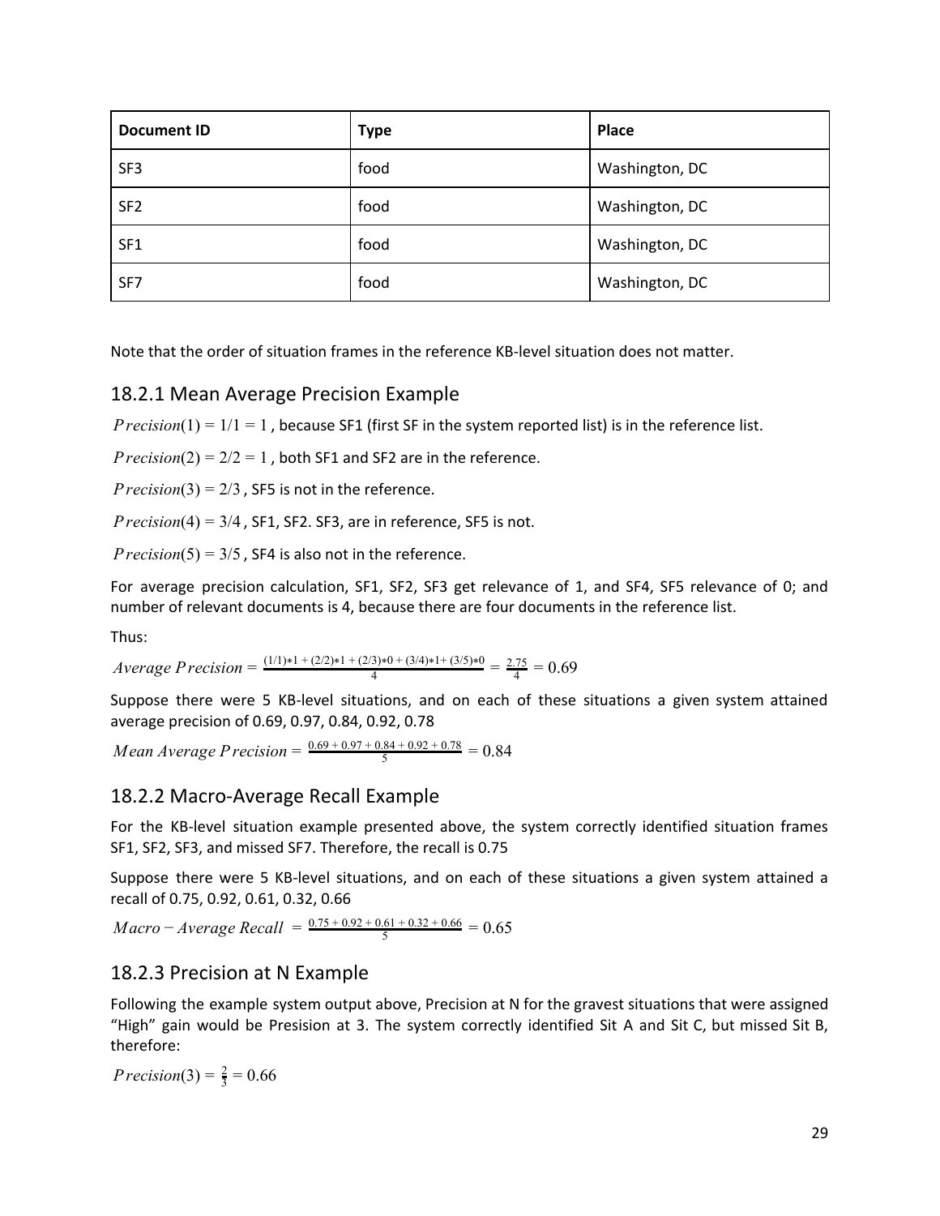| Document ID | Type | Place |
| --- | --- | --- |
| SF3 | food | Washington, DC |
| SF2 | food | Washington, DC |
| SF1 | food | Washington, DC |
| SF7 | food | Washington, DC |

Note that the order of situation frames in the reference KB-level situation does not matter.

## 18.2.1 Mean Average Precision Example

$Precision(1) = 1/1 = 1$ , because SF1 (first SF in the system reported list) is in the reference list.

$Precision(2) = 2/2 = 1$ , both SF1 and SF2 are in the reference.

$Precision(3) = 2/3$ , SF5 is not in the reference.

$Precision(4) = 3/4$ , SF1, SF2. SF3, are in reference, SF5 is not.

$Precision(5) = 3/5$ , SF4 is also not in the reference.

For average precision calculation, SF1, SF2, SF3 get relevance of 1, and SF4, SF5 relevance of 0; and number of relevant documents is 4, because there are four documents in the reference list.

Thus:

$$Average\ Precision = \frac{(1/1)*1 + (2/2)*1 + (2/3)*0 + (3/4)*1 + (3/5)*0}{4} = \frac{2.75}{4} = 0.69$$

Suppose there were 5 KB-level situations, and on each of these situations a given system attained average precision of 0.69, 0.97, 0.84, 0.92, 0.78

$$Mean\ Average\ Precision = \frac{0.69 + 0.97 + 0.84 + 0.92 + 0.78}{5} = 0.84$$

## 18.2.2 Macro-Average Recall Example

For the KB-level situation example presented above, the system correctly identified situation frames SF1, SF2, SF3, and missed SF7. Therefore, the recall is 0.75

Suppose there were 5 KB-level situations, and on each of these situations a given system attained a recall of 0.75, 0.92, 0.61, 0.32, 0.66

$$Macro - Average\ Recall = \frac{0.75 + 0.92 + 0.61 + 0.32 + 0.66}{5} = 0.65$$

## 18.2.3 Precision at N Example

Following the example system output above, Precision at N for the gravest situations that were assigned "High" gain would be Presision at 3. The system correctly identified Sit A and Sit C, but missed Sit B, therefore:

$$Precision(3) = \frac{2}{3} = 0.66$$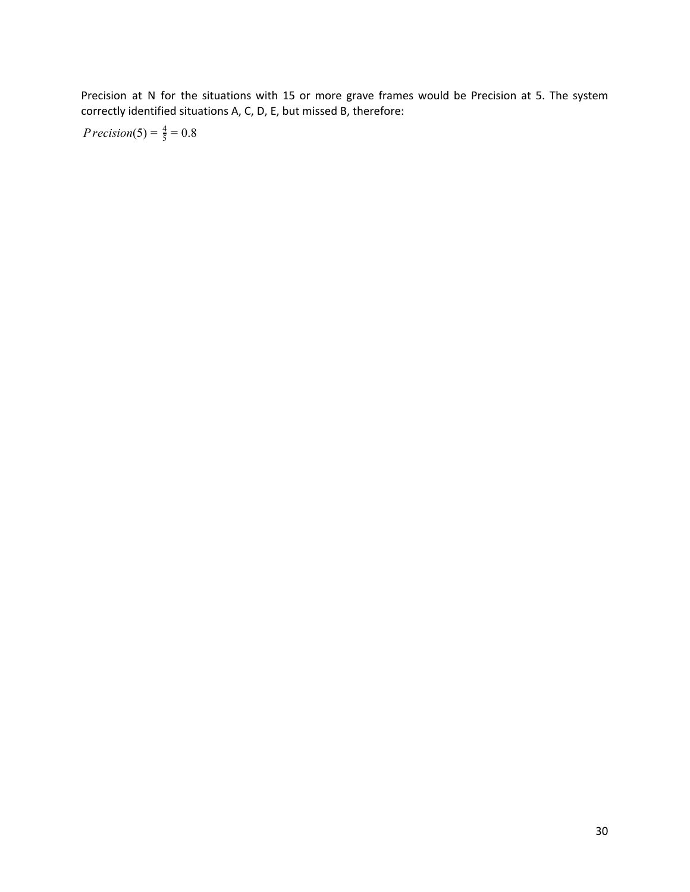Precision at N for the situations with 15 or more grave frames would be Precision at 5. The system correctly identified situations A, C, D, E, but missed B, therefore:

$$Precision(5) = \frac{4}{5} = 0.8$$